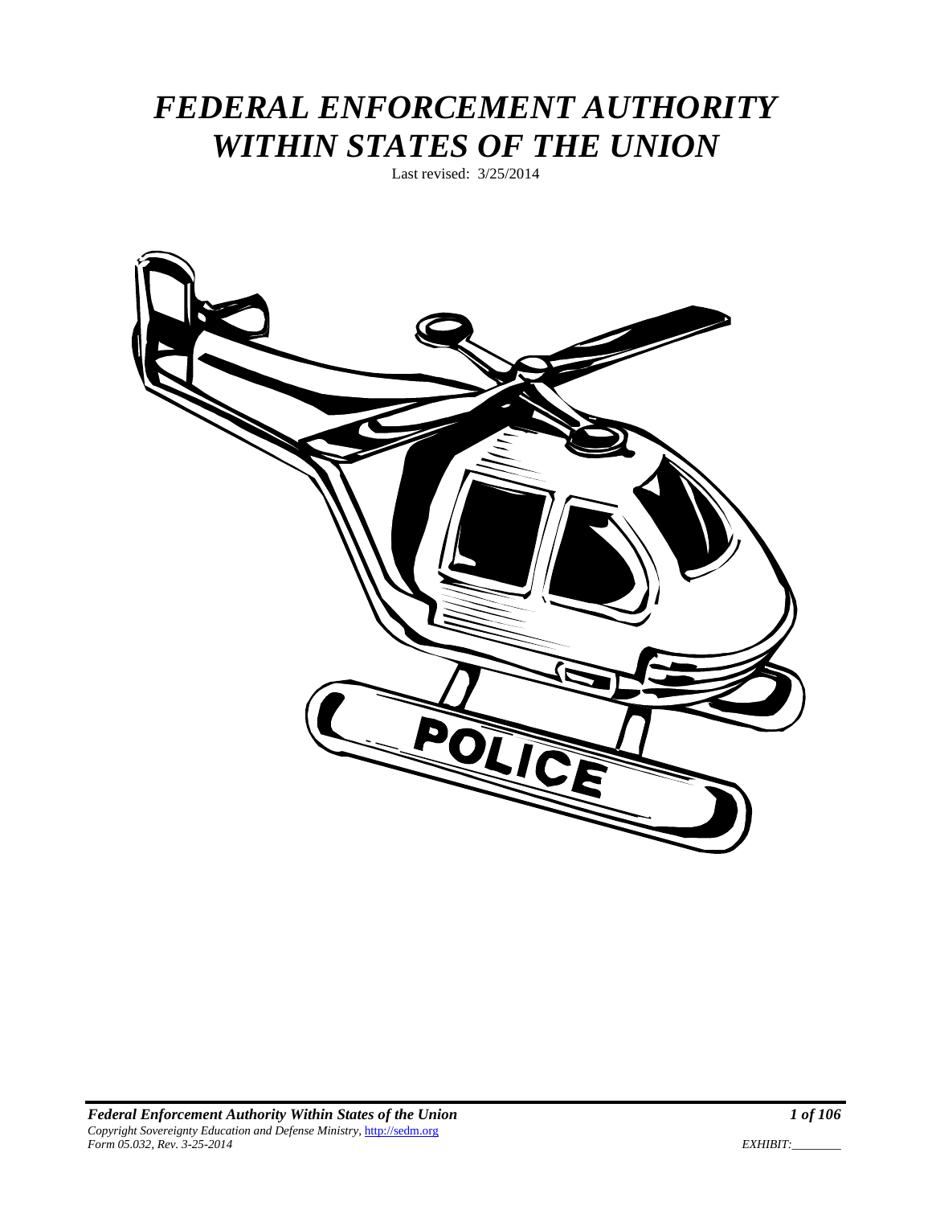# *FEDERAL ENFORCEMENT AUTHORITY WITHIN STATES OF THE UNION*

Last revised: 3/25/2014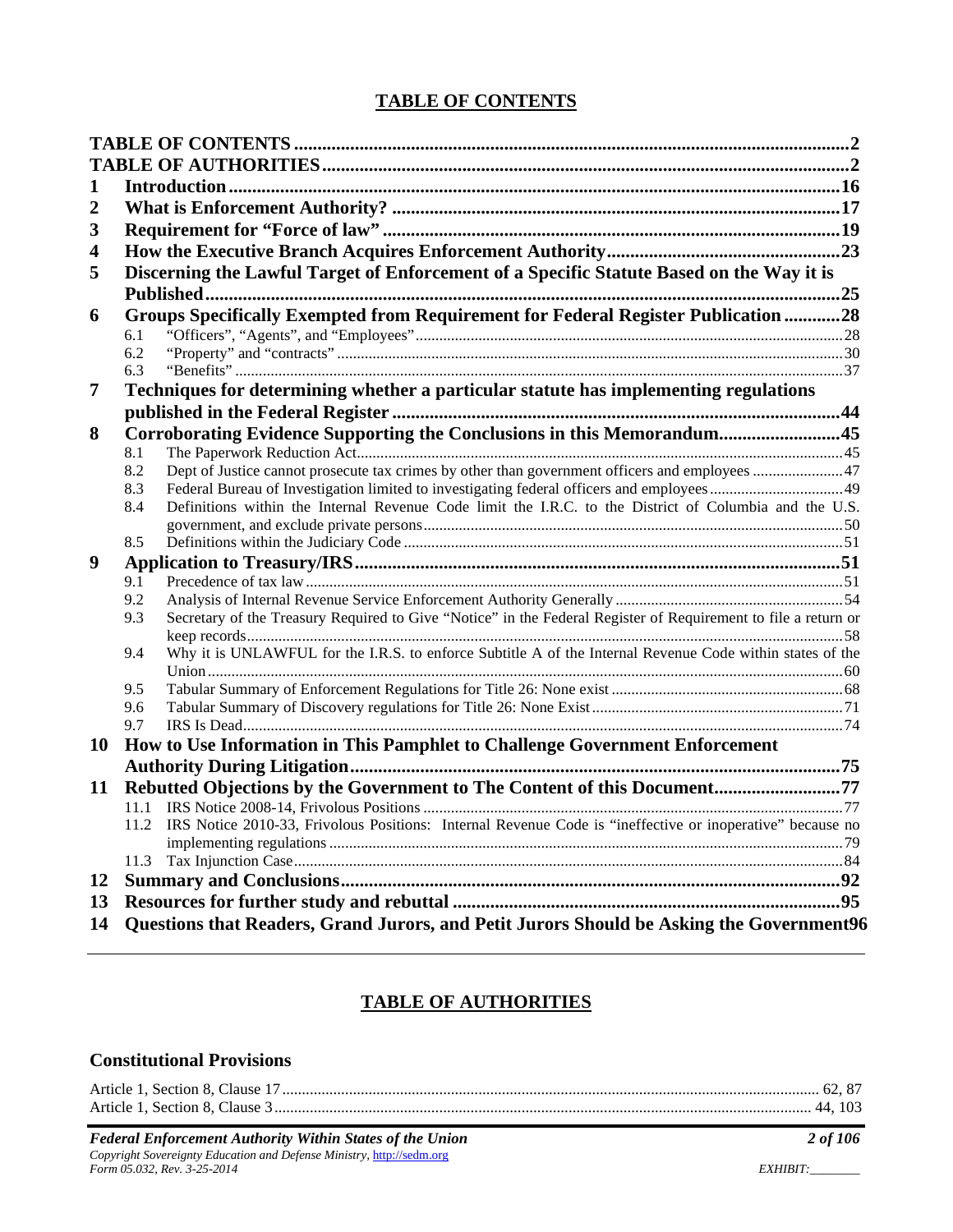## TABLE OF CONTENTS

**TABLE OF CONTENTS** ..... **2**
**TABLE OF AUTHORITIES** ..... **2**

**1 Introduction** ..... **16**
**2 What is Enforcement Authority?** ..... **17**
**3 Requirement for "Force of law"** ..... **19**
**4 How the Executive Branch Acquires Enforcement Authority** ..... **23**
**5 Discerning the Lawful Target of Enforcement of a Specific Statute Based on the Way it is Published** ..... **25**
**6 Groups Specifically Exempted from Requirement for Federal Register Publication** ..... **28**
- 6.1 "Officers", "Agents", and "Employees" ..... 28
- 6.2 "Property" and "contracts" ..... 30
- 6.3 "Benefits" ..... 37

**7 Techniques for determining whether a particular statute has implementing regulations published in the Federal Register** ..... **44**
**8 Corroborating Evidence Supporting the Conclusions in this Memorandum** ..... **45**
- 8.1 The Paperwork Reduction Act ..... 45
- 8.2 Dept of Justice cannot prosecute tax crimes by other than government officers and employees ..... 47
- 8.3 Federal Bureau of Investigation limited to investigating federal officers and employees ..... 49
- 8.4 Definitions within the Internal Revenue Code limit the I.R.C. to the District of Columbia and the U.S. government, and exclude private persons ..... 50
- 8.5 Definitions within the Judiciary Code ..... 51

**9 Application to Treasury/IRS** ..... **51**
- 9.1 Precedence of tax law ..... 51
- 9.2 Analysis of Internal Revenue Service Enforcement Authority Generally ..... 54
- 9.3 Secretary of the Treasury Required to Give "Notice" in the Federal Register of Requirement to file a return or keep records ..... 58
- 9.4 Why it is UNLAWFUL for the I.R.S. to enforce Subtitle A of the Internal Revenue Code within states of the Union ..... 60
- 9.5 Tabular Summary of Enforcement Regulations for Title 26: None exist ..... 68
- 9.6 Tabular Summary of Discovery regulations for Title 26: None Exist ..... 71
- 9.7 IRS Is Dead ..... 74

**10 How to Use Information in This Pamphlet to Challenge Government Enforcement Authority During Litigation** ..... **75**
**11 Rebutted Objections by the Government to The Content of this Document** ..... **77**
- 11.1 IRS Notice 2008-14, Frivolous Positions ..... 77
- 11.2 IRS Notice 2010-33, Frivolous Positions: Internal Revenue Code is "ineffective or inoperative" because no implementing regulations ..... 79
- 11.3 Tax Injunction Case ..... 84

**12 Summary and Conclusions** ..... **92**
**13 Resources for further study and rebuttal** ..... **95**
**14 Questions that Readers, Grand Jurors, and Petit Jurors Should be Asking the Government** ..... **96**

## TABLE OF AUTHORITIES

### Constitutional Provisions

Article 1, Section 8, Clause 17 ..... 62, 87
Article 1, Section 8, Clause 3 ..... 44, 103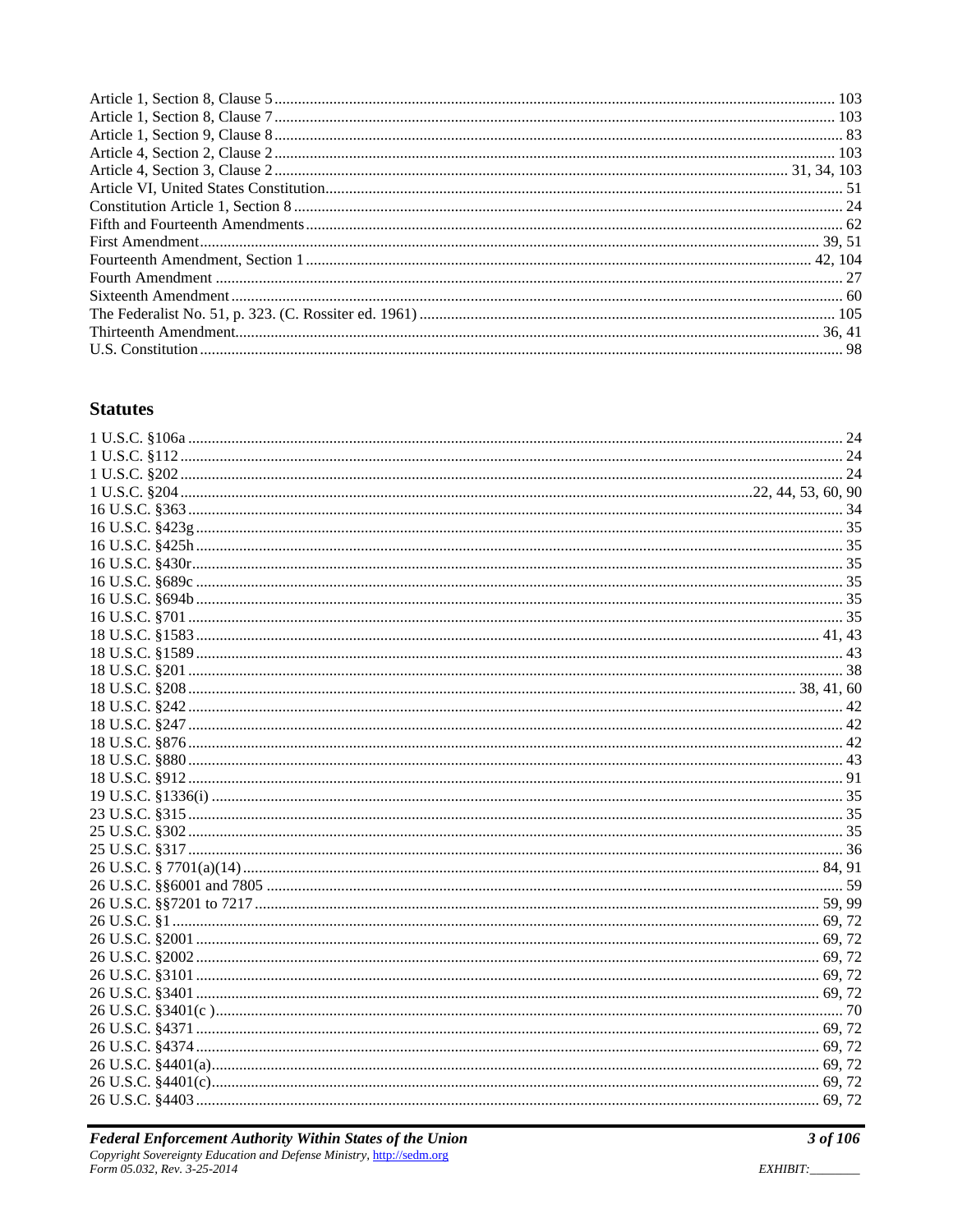Article 1, Section 8, Clause 5 ........ 103
Article 1, Section 8, Clause 7 ........ 103
Article 1, Section 9, Clause 8 ........ 83
Article 4, Section 2, Clause 2 ........ 103
Article 4, Section 3, Clause 2 ........ 31, 34, 103
Article VI, United States Constitution ........ 51
Constitution Article 1, Section 8 ........ 24
Fifth and Fourteenth Amendments ........ 62
First Amendment ........ 39, 51
Fourteenth Amendment, Section 1 ........ 42, 104
Fourth Amendment ........ 27
Sixteenth Amendment ........ 60
The Federalist No. 51, p. 323. (C. Rossiter ed. 1961) ........ 105
Thirteenth Amendment ........ 36, 41
U.S. Constitution ........ 98

## Statutes

1 U.S.C. §106a ........ 24
1 U.S.C. §112 ........ 24
1 U.S.C. §202 ........ 24
1 U.S.C. §204 ........ 22, 44, 53, 60, 90
16 U.S.C. §363 ........ 34
16 U.S.C. §423g ........ 35
16 U.S.C. §425h ........ 35
16 U.S.C. §430r ........ 35
16 U.S.C. §689c ........ 35
16 U.S.C. §694b ........ 35
16 U.S.C. §701 ........ 35
18 U.S.C. §1583 ........ 41, 43
18 U.S.C. §1589 ........ 43
18 U.S.C. §201 ........ 38
18 U.S.C. §208 ........ 38, 41, 60
18 U.S.C. §242 ........ 42
18 U.S.C. §247 ........ 42
18 U.S.C. §876 ........ 42
18 U.S.C. §880 ........ 43
18 U.S.C. §912 ........ 91
19 U.S.C. §1336(i) ........ 35
23 U.S.C. §315 ........ 35
25 U.S.C. §302 ........ 35
25 U.S.C. §317 ........ 36
26 U.S.C. § 7701(a)(14) ........ 84, 91
26 U.S.C. §§6001 and 7805 ........ 59
26 U.S.C. §§7201 to 7217 ........ 59, 99
26 U.S.C. §1 ........ 69, 72
26 U.S.C. §2001 ........ 69, 72
26 U.S.C. §2002 ........ 69, 72
26 U.S.C. §3101 ........ 69, 72
26 U.S.C. §3401 ........ 69, 72
26 U.S.C. §3401(c ) ........ 70
26 U.S.C. §4371 ........ 69, 72
26 U.S.C. §4374 ........ 69, 72
26 U.S.C. §4401(a) ........ 69, 72
26 U.S.C. §4401(c) ........ 69, 72
26 U.S.C. §4403 ........ 69, 72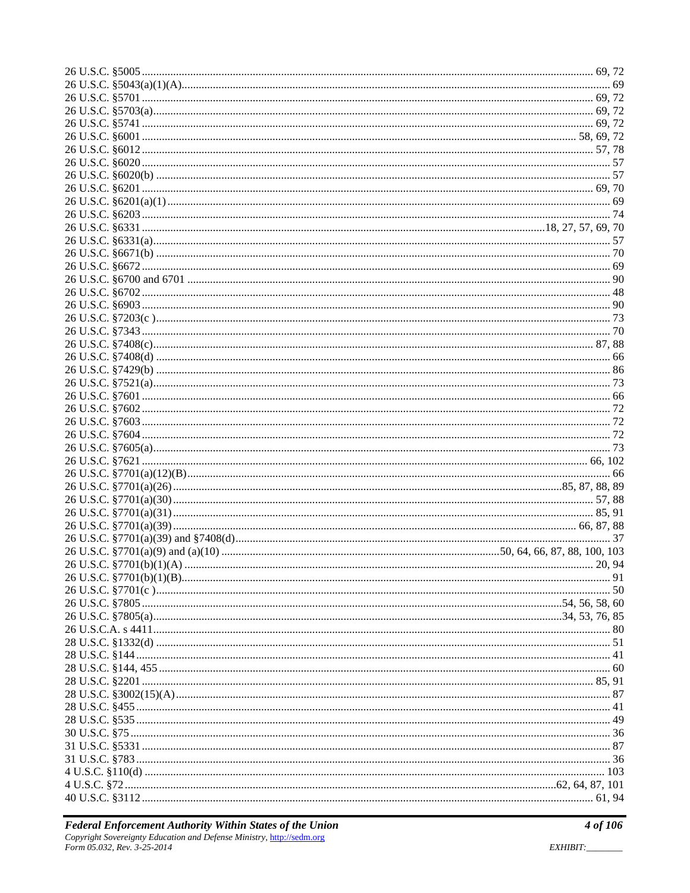26 U.S.C. §5005 ............................................................. 69, 72
26 U.S.C. §5043(a)(1)(A)................................................... 69
26 U.S.C. §5701 ............................................................. 69, 72
26 U.S.C. §5703(a).......................................................... 69, 72
26 U.S.C. §5741 ............................................................. 69, 72
26 U.S.C. §6001 ............................................................. 58, 69, 72
26 U.S.C. §6012 ............................................................. 57, 78
26 U.S.C. §6020 ............................................................. 57
26 U.S.C. §6020(b) .......................................................... 57
26 U.S.C. §6201 ............................................................. 69, 70
26 U.S.C. §6201(a)(1) ...................................................... 69
26 U.S.C. §6203 ............................................................. 74
26 U.S.C. §6331 ............................................................. 18, 27, 57, 69, 70
26 U.S.C. §6331(a).......................................................... 57
26 U.S.C. §6671(b) .......................................................... 70
26 U.S.C. §6672 ............................................................. 69
26 U.S.C. §6700 and 6701 ................................................ 90
26 U.S.C. §6702 ............................................................. 48
26 U.S.C. §6903 ............................................................. 90
26 U.S.C. §7203(c ).......................................................... 73
26 U.S.C. §7343 ............................................................. 70
26 U.S.C. §7408(c).......................................................... 87, 88
26 U.S.C. §7408(d) .......................................................... 66
26 U.S.C. §7429(b) .......................................................... 86
26 U.S.C. §7521(a).......................................................... 73
26 U.S.C. §7601 ............................................................. 66
26 U.S.C. §7602 ............................................................. 72
26 U.S.C. §7603 ............................................................. 72
26 U.S.C. §7604 ............................................................. 72
26 U.S.C. §7605(a).......................................................... 73
26 U.S.C. §7621 ............................................................. 66, 102
26 U.S.C. §7701(a)(12)(B)................................................ 66
26 U.S.C. §7701(a)(26) .................................................... 85, 87, 88, 89
26 U.S.C. §7701(a)(30) .................................................... 57, 88
26 U.S.C. §7701(a)(31) .................................................... 85, 91
26 U.S.C. §7701(a)(39) .................................................... 66, 87, 88
26 U.S.C. §7701(a)(39) and §7408(d)................................ 37
26 U.S.C. §7701(a)(9) and (a)(10) ..................................... 50, 64, 66, 87, 88, 100, 103
26 U.S.C. §7701(b)(1)(A) .................................................. 20, 94
26 U.S.C. §7701(b)(1)(B)................................................... 91
26 U.S.C. §7701(c ).......................................................... 50
26 U.S.C. §7805 ............................................................. 54, 56, 58, 60
26 U.S.C. §7805(a).......................................................... 34, 53, 76, 85
26 U.S.C.A. s 4411.......................................................... 80
28 U.S.C. §1332(d) .......................................................... 51
28 U.S.C. §144 ............................................................... 41
28 U.S.C. §144, 455 ........................................................ 60
28 U.S.C. §2201 ............................................................. 85, 91
28 U.S.C. §3002(15)(A).................................................... 87
28 U.S.C. §455 ............................................................... 41
28 U.S.C. §535 ............................................................... 49
30 U.S.C. §75 ................................................................. 36
31 U.S.C. §5331 ............................................................. 87
31 U.S.C. §783 ............................................................... 36
4 U.S.C. §110(d) ............................................................. 103
4 U.S.C. §72 ................................................................... 62, 64, 87, 101
40 U.S.C. §3112 ............................................................. 61, 94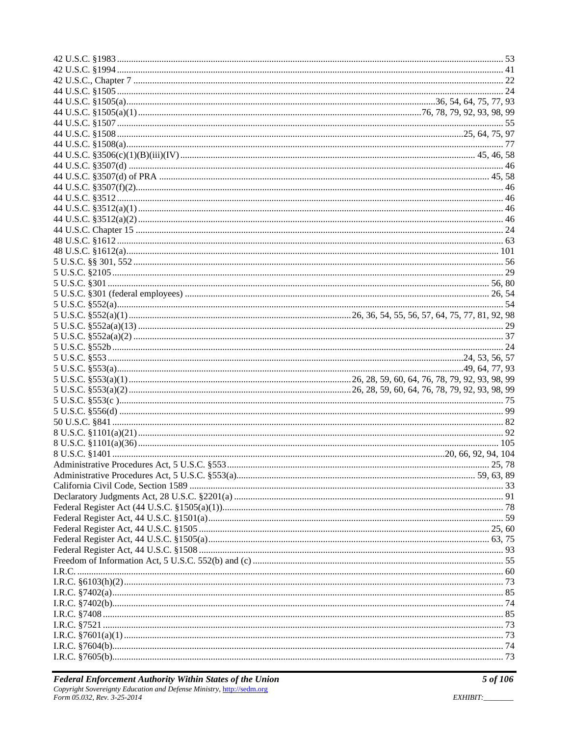42 U.S.C. §1983 .......... 53
42 U.S.C. §1994 .......... 41
42 U.S.C., Chapter 7 .......... 22
44 U.S.C. §1505 .......... 24
44 U.S.C. §1505(a) .......... 36, 54, 64, 75, 77, 93
44 U.S.C. §1505(a)(1) .......... 76, 78, 79, 92, 93, 98, 99
44 U.S.C. §1507 .......... 55
44 U.S.C. §1508 .......... 25, 64, 75, 97
44 U.S.C. §1508(a) .......... 77
44 U.S.C. §3506(c)(1)(B)(iii)(IV) .......... 45, 46, 58
44 U.S.C. §3507(d) .......... 46
44 U.S.C. §3507(d) of PRA .......... 45, 58
44 U.S.C. §3507(f)(2) .......... 46
44 U.S.C. §3512 .......... 46
44 U.S.C. §3512(a)(1) .......... 46
44 U.S.C. §3512(a)(2) .......... 46
44 U.S.C. Chapter 15 .......... 24
48 U.S.C. §1612 .......... 63
48 U.S.C. §1612(a) .......... 101
5 U.S.C. §§ 301, 552 .......... 56
5 U.S.C. §2105 .......... 29
5 U.S.C. §301 .......... 56, 80
5 U.S.C. §301 (federal employees) .......... 26, 54
5 U.S.C. §552(a) .......... 54
5 U.S.C. §552(a)(1) .......... 26, 36, 54, 55, 56, 57, 64, 75, 77, 81, 92, 98
5 U.S.C. §552a(a)(13) .......... 29
5 U.S.C. §552a(a)(2) .......... 37
5 U.S.C. §552b .......... 24
5 U.S.C. §553 .......... 24, 53, 56, 57
5 U.S.C. §553(a) .......... 49, 64, 77, 93
5 U.S.C. §553(a)(1) .......... 26, 28, 59, 60, 64, 76, 78, 79, 92, 93, 98, 99
5 U.S.C. §553(a)(2) .......... 26, 28, 59, 60, 64, 76, 78, 79, 92, 93, 98, 99
5 U.S.C. §553(c ) .......... 75
5 U.S.C. §556(d) .......... 99
50 U.S.C. §841 .......... 82
8 U.S.C. §1101(a)(21) .......... 92
8 U.S.C. §1101(a)(36) .......... 105
8 U.S.C. §1401 .......... 20, 66, 92, 94, 104
Administrative Procedures Act, 5 U.S.C. §553 .......... 25, 78
Administrative Procedures Act, 5 U.S.C. §553(a) .......... 59, 63, 89
California Civil Code, Section 1589 .......... 33
Declaratory Judgments Act, 28 U.S.C. §2201(a) .......... 91
Federal Register Act (44 U.S.C. §1505(a)(1)) .......... 78
Federal Register Act, 44 U.S.C. §1501(a) .......... 59
Federal Register Act, 44 U.S.C. §1505 .......... 25, 60
Federal Register Act, 44 U.S.C. §1505(a) .......... 63, 75
Federal Register Act, 44 U.S.C. §1508 .......... 93
Freedom of Information Act, 5 U.S.C. 552(b) and (c) .......... 55
I.R.C. .......... 60
I.R.C. §6103(h)(2) .......... 73
I.R.C. §7402(a) .......... 85
I.R.C. §7402(b) .......... 74
I.R.C. §7408 .......... 85
I.R.C. §7521 .......... 73
I.R.C. §7601(a)(1) .......... 73
I.R.C. §7604(b) .......... 74
I.R.C. §7605(b) .......... 73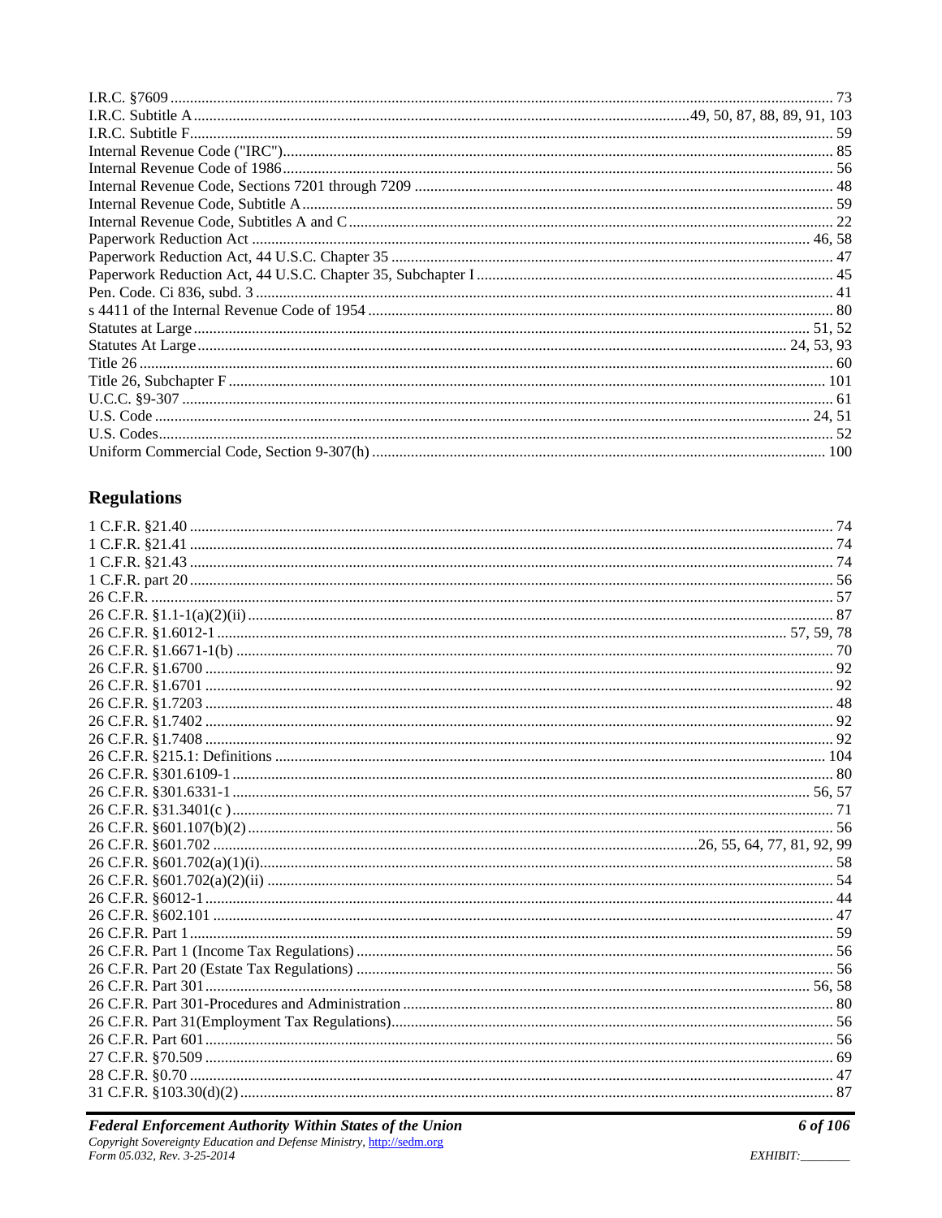I.R.C. §7609 ............................................................................................................................................. 73
I.R.C. Subtitle A ......................................................................................................................49, 50, 87, 88, 89, 91, 103
I.R.C. Subtitle F ........................................................................................................................................................ 59
Internal Revenue Code ("IRC") ................................................................................................................................ 85
Internal Revenue Code of 1986 ................................................................................................................................ 56
Internal Revenue Code, Sections 7201 through 7209 ............................................................................................... 48
Internal Revenue Code, Subtitle A ........................................................................................................................... 59
Internal Revenue Code, Subtitles A and C ................................................................................................................ 22
Paperwork Reduction Act ................................................................................................................................... 46, 58
Paperwork Reduction Act, 44 U.S.C. Chapter 35 ...................................................................................................... 47
Paperwork Reduction Act, 44 U.S.C. Chapter 35, Subchapter I ............................................................................... 45
Pen. Code. Ci 836, subd. 3 ......................................................................................................................................... 41
s 4411 of the Internal Revenue Code of 1954 ............................................................................................................ 80
Statutes at Large ................................................................................................................................................ 51, 52
Statutes At Large ........................................................................................................................................... 24, 53, 93
Title 26 ...................................................................................................................................................................... 60
Title 26, Subchapter F .............................................................................................................................................. 101
U.C.C. §9-307 ........................................................................................................................................................... 61
U.S. Code ............................................................................................................................................................ 24, 51
U.S. Codes ................................................................................................................................................................. 52
Uniform Commercial Code, Section 9-307(h) ......................................................................................................... 100

## Regulations

1 C.F.R. §21.40 ......................................................................................................................................................... 74
1 C.F.R. §21.41 ......................................................................................................................................................... 74
1 C.F.R. §21.43 ......................................................................................................................................................... 74
1 C.F.R. part 20 ......................................................................................................................................................... 56
26 C.F.R. ................................................................................................................................................................... 57
26 C.F.R. §1.1-1(a)(2)(ii) ......................................................................................................................................... 87
26 C.F.R. §1.6012-1 ......................................................................................................................................... 57, 59, 78
26 C.F.R. §1.6671-1(b) ............................................................................................................................................. 70
26 C.F.R. §1.6700 ..................................................................................................................................................... 92
26 C.F.R. §1.6701 ..................................................................................................................................................... 92
26 C.F.R. §1.7203 ..................................................................................................................................................... 48
26 C.F.R. §1.7402 ..................................................................................................................................................... 92
26 C.F.R. §1.7408 ..................................................................................................................................................... 92
26 C.F.R. §215.1: Definitions .................................................................................................................................. 104
26 C.F.R. §301.6109-1 .............................................................................................................................................. 80
26 C.F.R. §301.6331-1 ........................................................................................................................................ 56, 57
26 C.F.R. §31.3401(c ) .............................................................................................................................................. 71
26 C.F.R. §601.107(b)(2) .......................................................................................................................................... 56
26 C.F.R. §601.702 ................................................................................................................26, 55, 64, 77, 81, 92, 99
26 C.F.R. §601.702(a)(1)(i) ....................................................................................................................................... 58
26 C.F.R. §601.702(a)(2)(ii) ...................................................................................................................................... 54
26 C.F.R. §6012-1 ..................................................................................................................................................... 44
26 C.F.R. §602.101 ................................................................................................................................................... 47
26 C.F.R. Part 1 ........................................................................................................................................................ 59
26 C.F.R. Part 1 (Income Tax Regulations) .............................................................................................................. 56
26 C.F.R. Part 20 (Estate Tax Regulations) .............................................................................................................. 56
26 C.F.R. Part 301 ............................................................................................................................................... 56, 58
26 C.F.R. Part 301-Procedures and Administration .................................................................................................. 80
26 C.F.R. Part 31(Employment Tax Regulations) ..................................................................................................... 56
26 C.F.R. Part 601 ..................................................................................................................................................... 56
27 C.F.R. §70.509 ..................................................................................................................................................... 69
28 C.F.R. §0.70 ......................................................................................................................................................... 47
31 C.F.R. §103.30(d)(2) ............................................................................................................................................ 87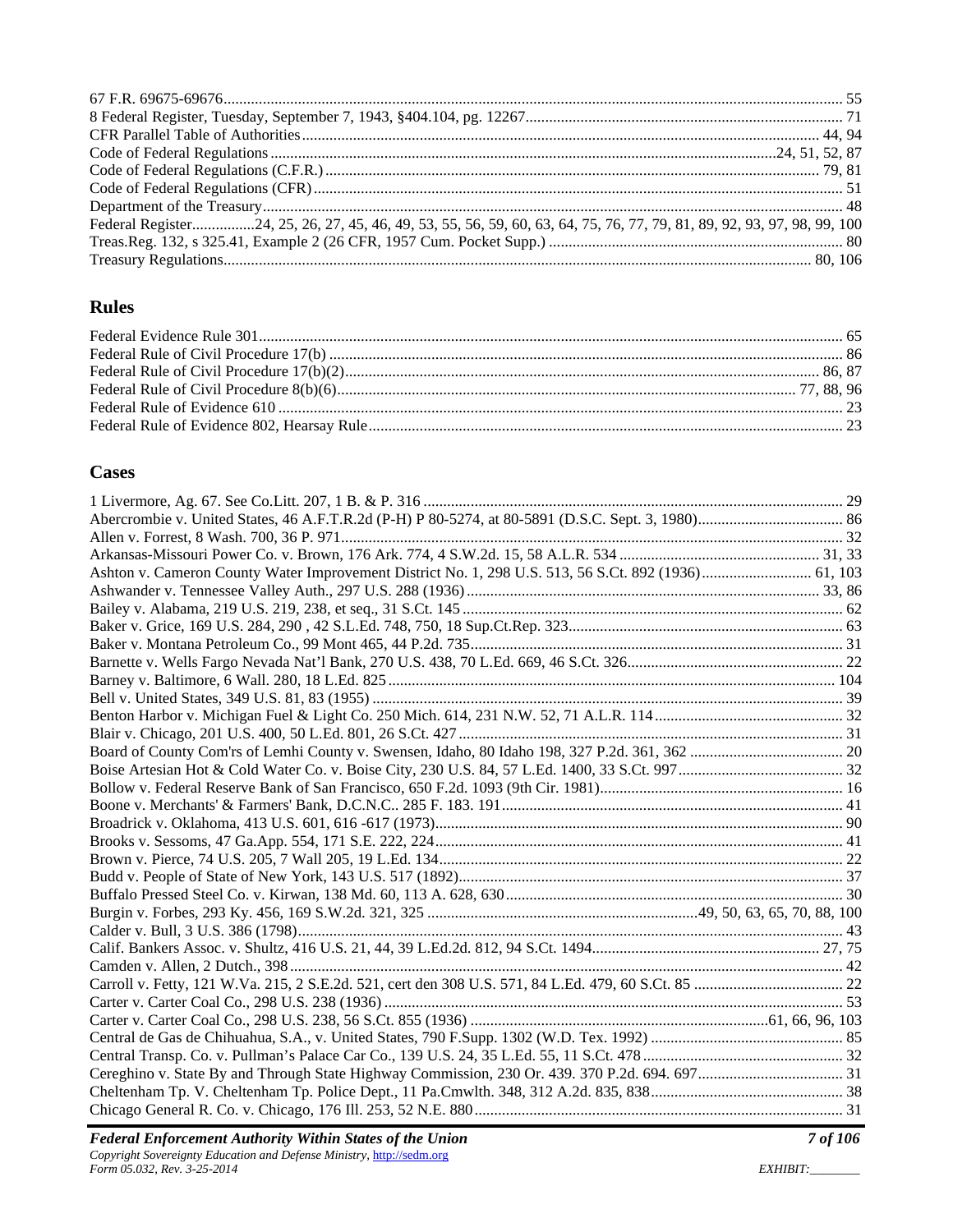67 F.R. 69675-69676 ........ 55
8 Federal Register, Tuesday, September 7, 1943, §404.104, pg. 12267 ........ 71
CFR Parallel Table of Authorities ........ 44, 94
Code of Federal Regulations ........ 24, 51, 52, 87
Code of Federal Regulations (C.F.R.) ........ 79, 81
Code of Federal Regulations (CFR) ........ 51
Department of the Treasury ........ 48
Federal Register ........ 24, 25, 26, 27, 45, 46, 49, 53, 55, 56, 59, 60, 63, 64, 75, 76, 77, 79, 81, 89, 92, 93, 97, 98, 99, 100
Treas.Reg. 132, s 325.41, Example 2 (26 CFR, 1957 Cum. Pocket Supp.) ........ 80
Treasury Regulations ........ 80, 106

## Rules

Federal Evidence Rule 301 ........ 65
Federal Rule of Civil Procedure 17(b) ........ 86
Federal Rule of Civil Procedure 17(b)(2) ........ 86, 87
Federal Rule of Civil Procedure 8(b)(6) ........ 77, 88, 96
Federal Rule of Evidence 610 ........ 23
Federal Rule of Evidence 802, Hearsay Rule ........ 23

## Cases

1 Livermore, Ag. 67. See Co.Litt. 207, 1 B. & P. 316 ........ 29
Abercrombie v. United States, 46 A.F.T.R.2d (P-H) P 80-5274, at 80-5891 (D.S.C. Sept. 3, 1980) ........ 86
Allen v. Forrest, 8 Wash. 700, 36 P. 971 ........ 32
Arkansas-Missouri Power Co. v. Brown, 176 Ark. 774, 4 S.W.2d. 15, 58 A.L.R. 534 ........ 31, 33
Ashton v. Cameron County Water Improvement District No. 1, 298 U.S. 513, 56 S.Ct. 892 (1936) ........ 61, 103
Ashwander v. Tennessee Valley Auth., 297 U.S. 288 (1936) ........ 33, 86
Bailey v. Alabama, 219 U.S. 219, 238, et seq., 31 S.Ct. 145 ........ 62
Baker v. Grice, 169 U.S. 284, 290 , 42 S.L.Ed. 748, 750, 18 Sup.Ct.Rep. 323 ........ 63
Baker v. Montana Petroleum Co., 99 Mont 465, 44 P.2d. 735 ........ 31
Barnette v. Wells Fargo Nevada Nat'l Bank, 270 U.S. 438, 70 L.Ed. 669, 46 S.Ct. 326 ........ 22
Barney v. Baltimore, 6 Wall. 280, 18 L.Ed. 825 ........ 104
Bell v. United States, 349 U.S. 81, 83 (1955) ........ 39
Benton Harbor v. Michigan Fuel & Light Co. 250 Mich. 614, 231 N.W. 52, 71 A.L.R. 114 ........ 32
Blair v. Chicago, 201 U.S. 400, 50 L.Ed. 801, 26 S.Ct. 427 ........ 31
Board of County Com'rs of Lemhi County v. Swensen, Idaho, 80 Idaho 198, 327 P.2d. 361, 362 ........ 20
Boise Artesian Hot & Cold Water Co. v. Boise City, 230 U.S. 84, 57 L.Ed. 1400, 33 S.Ct. 997 ........ 32
Bollow v. Federal Reserve Bank of San Francisco, 650 F.2d. 1093 (9th Cir. 1981) ........ 16
Boone v. Merchants' & Farmers' Bank, D.C.N.C.. 285 F. 183. 191 ........ 41
Broadrick v. Oklahoma, 413 U.S. 601, 616 -617 (1973) ........ 90
Brooks v. Sessoms, 47 Ga.App. 554, 171 S.E. 222, 224 ........ 41
Brown v. Pierce, 74 U.S. 205, 7 Wall 205, 19 L.Ed. 134 ........ 22
Budd v. People of State of New York, 143 U.S. 517 (1892) ........ 37
Buffalo Pressed Steel Co. v. Kirwan, 138 Md. 60, 113 A. 628, 630 ........ 30
Burgin v. Forbes, 293 Ky. 456, 169 S.W.2d. 321, 325 ........ 49, 50, 63, 65, 70, 88, 100
Calder v. Bull, 3 U.S. 386 (1798) ........ 43
Calif. Bankers Assoc. v. Shultz, 416 U.S. 21, 44, 39 L.Ed.2d. 812, 94 S.Ct. 1494 ........ 27, 75
Camden v. Allen, 2 Dutch., 398 ........ 42
Carroll v. Fetty, 121 W.Va. 215, 2 S.E.2d. 521, cert den 308 U.S. 571, 84 L.Ed. 479, 60 S.Ct. 85 ........ 22
Carter v. Carter Coal Co., 298 U.S. 238 (1936) ........ 53
Carter v. Carter Coal Co., 298 U.S. 238, 56 S.Ct. 855 (1936) ........ 61, 66, 96, 103
Central de Gas de Chihuahua, S.A., v. United States, 790 F.Supp. 1302 (W.D. Tex. 1992) ........ 85
Central Transp. Co. v. Pullman's Palace Car Co., 139 U.S. 24, 35 L.Ed. 55, 11 S.Ct. 478 ........ 32
Cereghino v. State By and Through State Highway Commission, 230 Or. 439. 370 P.2d. 694. 697 ........ 31
Cheltenham Tp. V. Cheltenham Tp. Police Dept., 11 Pa.Cmwlth. 348, 312 A.2d. 835, 838 ........ 38
Chicago General R. Co. v. Chicago, 176 Ill. 253, 52 N.E. 880 ........ 31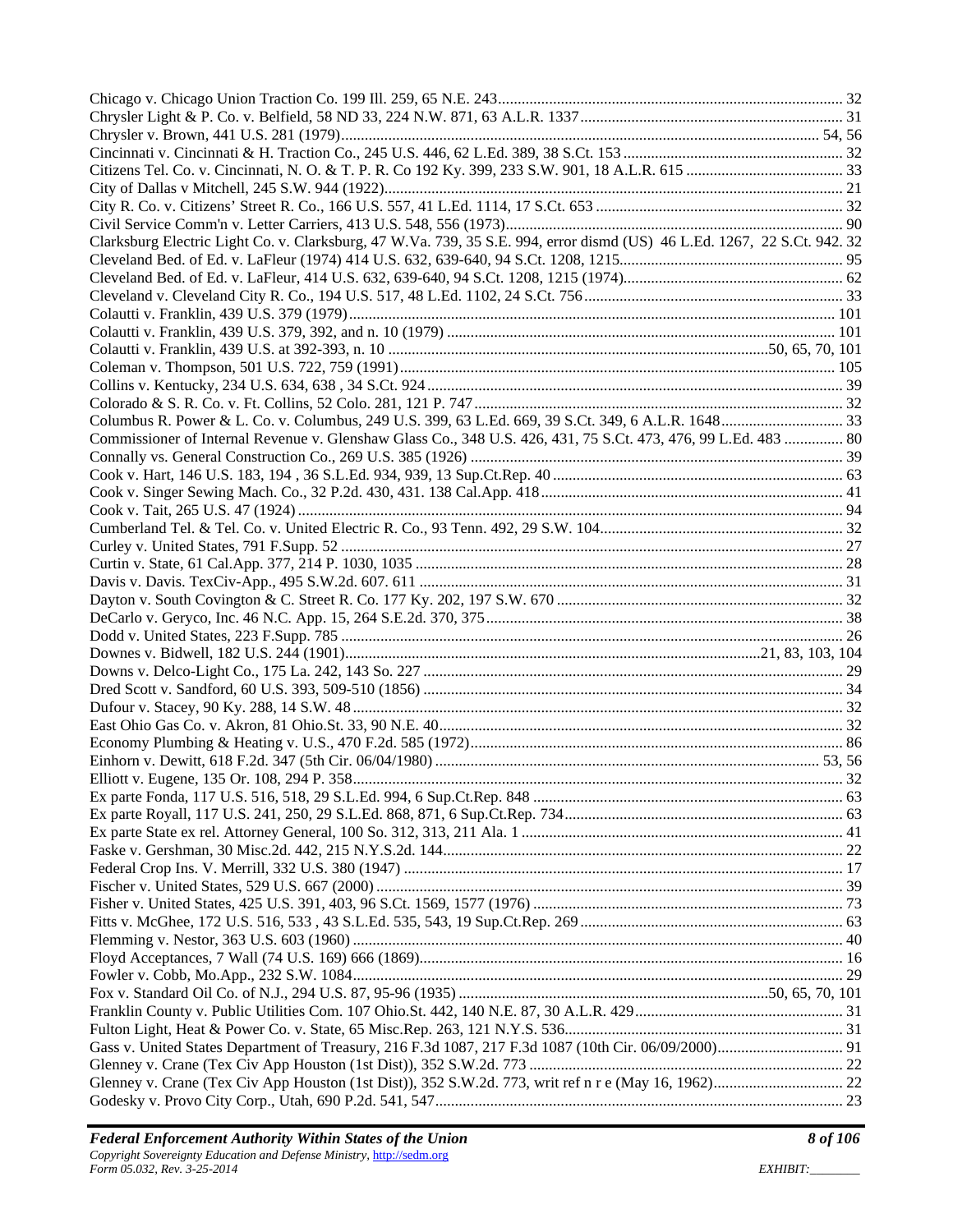Chicago v. Chicago Union Traction Co. 199 Ill. 259, 65 N.E. 243 ........ 32
Chrysler Light & P. Co. v. Belfield, 58 ND 33, 224 N.W. 871, 63 A.L.R. 1337 ........ 31
Chrysler v. Brown, 441 U.S. 281 (1979) ........ 54, 56
Cincinnati v. Cincinnati & H. Traction Co., 245 U.S. 446, 62 L.Ed. 389, 38 S.Ct. 153 ........ 32
Citizens Tel. Co. v. Cincinnati, N. O. & T. P. R. Co 192 Ky. 399, 233 S.W. 901, 18 A.L.R. 615 ........ 33
City of Dallas v Mitchell, 245 S.W. 944 (1922) ........ 21
City R. Co. v. Citizens' Street R. Co., 166 U.S. 557, 41 L.Ed. 1114, 17 S.Ct. 653 ........ 32
Civil Service Comm'n v. Letter Carriers, 413 U.S. 548, 556 (1973) ........ 90
Clarksburg Electric Light Co. v. Clarksburg, 47 W.Va. 739, 35 S.E. 994, error dismd (US) 46 L.Ed. 1267, 22 S.Ct. 942. 32
Cleveland Bed. of Ed. v. LaFleur (1974) 414 U.S. 632, 639-640, 94 S.Ct. 1208, 1215 ........ 95
Cleveland Bed. of Ed. v. LaFleur, 414 U.S. 632, 639-640, 94 S.Ct. 1208, 1215 (1974) ........ 62
Cleveland v. Cleveland City R. Co., 194 U.S. 517, 48 L.Ed. 1102, 24 S.Ct. 756 ........ 33
Colautti v. Franklin, 439 U.S. 379 (1979) ........ 101
Colautti v. Franklin, 439 U.S. 379, 392, and n. 10 (1979) ........ 101
Colautti v. Franklin, 439 U.S. at 392-393, n. 10 ........ 50, 65, 70, 101
Coleman v. Thompson, 501 U.S. 722, 759 (1991) ........ 105
Collins v. Kentucky, 234 U.S. 634, 638 , 34 S.Ct. 924 ........ 39
Colorado & S. R. Co. v. Ft. Collins, 52 Colo. 281, 121 P. 747 ........ 32
Columbus R. Power & L. Co. v. Columbus, 249 U.S. 399, 63 L.Ed. 669, 39 S.Ct. 349, 6 A.L.R. 1648 ........ 33
Commissioner of Internal Revenue v. Glenshaw Glass Co., 348 U.S. 426, 431, 75 S.Ct. 473, 476, 99 L.Ed. 483 ........ 80
Connally vs. General Construction Co., 269 U.S. 385 (1926) ........ 39
Cook v. Hart, 146 U.S. 183, 194 , 36 S.L.Ed. 934, 939, 13 Sup.Ct.Rep. 40 ........ 63
Cook v. Singer Sewing Mach. Co., 32 P.2d. 430, 431. 138 Cal.App. 418 ........ 41
Cook v. Tait, 265 U.S. 47 (1924) ........ 94
Cumberland Tel. & Tel. Co. v. United Electric R. Co., 93 Tenn. 492, 29 S.W. 104 ........ 32
Curley v. United States, 791 F.Supp. 52 ........ 27
Curtin v. State, 61 Cal.App. 377, 214 P. 1030, 1035 ........ 28
Davis v. Davis. TexCiv-App., 495 S.W.2d. 607. 611 ........ 31
Dayton v. South Covington & C. Street R. Co. 177 Ky. 202, 197 S.W. 670 ........ 32
DeCarlo v. Geryco, Inc. 46 N.C. App. 15, 264 S.E.2d. 370, 375 ........ 38
Dodd v. United States, 223 F.Supp. 785 ........ 26
Downes v. Bidwell, 182 U.S. 244 (1901) ........ 21, 83, 103, 104
Downs v. Delco-Light Co., 175 La. 242, 143 So. 227 ........ 29
Dred Scott v. Sandford, 60 U.S. 393, 509-510 (1856) ........ 34
Dufour v. Stacey, 90 Ky. 288, 14 S.W. 48 ........ 32
East Ohio Gas Co. v. Akron, 81 Ohio.St. 33, 90 N.E. 40 ........ 32
Economy Plumbing & Heating v. U.S., 470 F.2d. 585 (1972) ........ 86
Einhorn v. Dewitt, 618 F.2d. 347 (5th Cir. 06/04/1980) ........ 53, 56
Elliott v. Eugene, 135 Or. 108, 294 P. 358 ........ 32
Ex parte Fonda, 117 U.S. 516, 518, 29 S.L.Ed. 994, 6 Sup.Ct.Rep. 848 ........ 63
Ex parte Royall, 117 U.S. 241, 250, 29 S.L.Ed. 868, 871, 6 Sup.Ct.Rep. 734 ........ 63
Ex parte State ex rel. Attorney General, 100 So. 312, 313, 211 Ala. 1 ........ 41
Faske v. Gershman, 30 Misc.2d. 442, 215 N.Y.S.2d. 144 ........ 22
Federal Crop Ins. V. Merrill, 332 U.S. 380 (1947) ........ 17
Fischer v. United States, 529 U.S. 667 (2000) ........ 39
Fisher v. United States, 425 U.S. 391, 403, 96 S.Ct. 1569, 1577 (1976) ........ 73
Fitts v. McGhee, 172 U.S. 516, 533 , 43 S.L.Ed. 535, 543, 19 Sup.Ct.Rep. 269 ........ 63
Flemming v. Nestor, 363 U.S. 603 (1960) ........ 40
Floyd Acceptances, 7 Wall (74 U.S. 169) 666 (1869) ........ 16
Fowler v. Cobb, Mo.App., 232 S.W. 1084 ........ 29
Fox v. Standard Oil Co. of N.J., 294 U.S. 87, 95-96 (1935) ........ 50, 65, 70, 101
Franklin County v. Public Utilities Com. 107 Ohio.St. 442, 140 N.E. 87, 30 A.L.R. 429 ........ 31
Fulton Light, Heat & Power Co. v. State, 65 Misc.Rep. 263, 121 N.Y.S. 536 ........ 31
Gass v. United States Department of Treasury, 216 F.3d 1087, 217 F.3d 1087 (10th Cir. 06/09/2000) ........ 91
Glenney v. Crane (Tex Civ App Houston (1st Dist)), 352 S.W.2d. 773 ........ 22
Glenney v. Crane (Tex Civ App Houston (1st Dist)), 352 S.W.2d. 773, writ ref n r e (May 16, 1962) ........ 22
Godesky v. Provo City Corp., Utah, 690 P.2d. 541, 547 ........ 23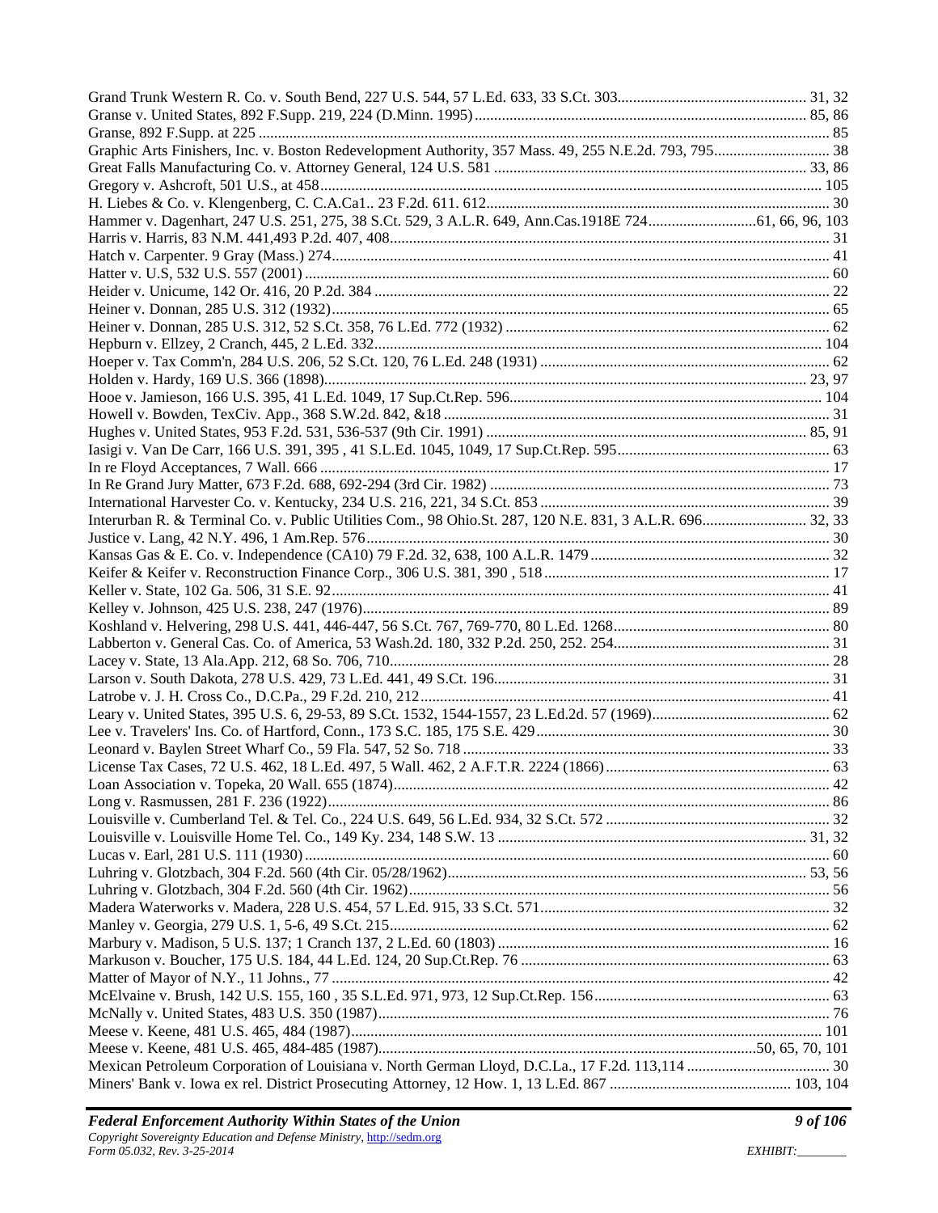Grand Trunk Western R. Co. v. South Bend, 227 U.S. 544, 57 L.Ed. 633, 33 S.Ct. 303 ........ 31, 32
Granse v. United States, 892 F.Supp. 219, 224 (D.Minn. 1995) ........ 85, 86
Granse, 892 F.Supp. at 225 ........ 85
Graphic Arts Finishers, Inc. v. Boston Redevelopment Authority, 357 Mass. 49, 255 N.E.2d. 793, 795 ........ 38
Great Falls Manufacturing Co. v. Attorney General, 124 U.S. 581 ........ 33, 86
Gregory v. Ashcroft, 501 U.S., at 458 ........ 105
H. Liebes & Co. v. Klengenberg, C. C.A.Ca1.. 23 F.2d. 611. 612 ........ 30
Hammer v. Dagenhart, 247 U.S. 251, 275, 38 S.Ct. 529, 3 A.L.R. 649, Ann.Cas.1918E 724 ........ 61, 66, 96, 103
Harris v. Harris, 83 N.M. 441,493 P.2d. 407, 408 ........ 31
Hatch v. Carpenter. 9 Gray (Mass.) 274 ........ 41
Hatter v. U.S, 532 U.S. 557 (2001) ........ 60
Heider v. Unicume, 142 Or. 416, 20 P.2d. 384 ........ 22
Heiner v. Donnan, 285 U.S. 312 (1932) ........ 65
Heiner v. Donnan, 285 U.S. 312, 52 S.Ct. 358, 76 L.Ed. 772 (1932) ........ 62
Hepburn v. Ellzey, 2 Cranch, 445, 2 L.Ed. 332 ........ 104
Hoeper v. Tax Comm'n, 284 U.S. 206, 52 S.Ct. 120, 76 L.Ed. 248 (1931) ........ 62
Holden v. Hardy, 169 U.S. 366 (1898) ........ 23, 97
Hooe v. Jamieson, 166 U.S. 395, 41 L.Ed. 1049, 17 Sup.Ct.Rep. 596 ........ 104
Howell v. Bowden, TexCiv. App., 368 S.W.2d. 842, &18 ........ 31
Hughes v. United States, 953 F.2d. 531, 536-537 (9th Cir. 1991) ........ 85, 91
Iasigi v. Van De Carr, 166 U.S. 391, 395 , 41 S.L.Ed. 1045, 1049, 17 Sup.Ct.Rep. 595 ........ 63
In re Floyd Acceptances, 7 Wall. 666 ........ 17
In Re Grand Jury Matter, 673 F.2d. 688, 692-294 (3rd Cir. 1982) ........ 73
International Harvester Co. v. Kentucky, 234 U.S. 216, 221, 34 S.Ct. 853 ........ 39
Interurban R. & Terminal Co. v. Public Utilities Com., 98 Ohio.St. 287, 120 N.E. 831, 3 A.L.R. 696 ........ 32, 33
Justice v. Lang, 42 N.Y. 496, 1 Am.Rep. 576 ........ 30
Kansas Gas & E. Co. v. Independence (CA10) 79 F.2d. 32, 638, 100 A.L.R. 1479 ........ 32
Keifer & Keifer v. Reconstruction Finance Corp., 306 U.S. 381, 390 , 518 ........ 17
Keller v. State, 102 Ga. 506, 31 S.E. 92 ........ 41
Kelley v. Johnson, 425 U.S. 238, 247 (1976) ........ 89
Koshland v. Helvering, 298 U.S. 441, 446-447, 56 S.Ct. 767, 769-770, 80 L.Ed. 1268 ........ 80
Labberton v. General Cas. Co. of America, 53 Wash.2d. 180, 332 P.2d. 250, 252. 254 ........ 31
Lacey v. State, 13 Ala.App. 212, 68 So. 706, 710 ........ 28
Larson v. South Dakota, 278 U.S. 429, 73 L.Ed. 441, 49 S.Ct. 196 ........ 31
Latrobe v. J. H. Cross Co., D.C.Pa., 29 F.2d. 210, 212 ........ 41
Leary v. United States, 395 U.S. 6, 29-53, 89 S.Ct. 1532, 1544-1557, 23 L.Ed.2d. 57 (1969) ........ 62
Lee v. Travelers' Ins. Co. of Hartford, Conn., 173 S.C. 185, 175 S.E. 429 ........ 30
Leonard v. Baylen Street Wharf Co., 59 Fla. 547, 52 So. 718 ........ 33
License Tax Cases, 72 U.S. 462, 18 L.Ed. 497, 5 Wall. 462, 2 A.F.T.R. 2224 (1866) ........ 63
Loan Association v. Topeka, 20 Wall. 655 (1874) ........ 42
Long v. Rasmussen, 281 F. 236 (1922) ........ 86
Louisville v. Cumberland Tel. & Tel. Co., 224 U.S. 649, 56 L.Ed. 934, 32 S.Ct. 572 ........ 32
Louisville v. Louisville Home Tel. Co., 149 Ky. 234, 148 S.W. 13 ........ 31, 32
Lucas v. Earl, 281 U.S. 111 (1930) ........ 60
Luhring v. Glotzbach, 304 F.2d. 560 (4th Cir. 05/28/1962) ........ 53, 56
Luhring v. Glotzbach, 304 F.2d. 560 (4th Cir. 1962) ........ 56
Madera Waterworks v. Madera, 228 U.S. 454, 57 L.Ed. 915, 33 S.Ct. 571 ........ 32
Manley v. Georgia, 279 U.S. 1, 5-6, 49 S.Ct. 215 ........ 62
Marbury v. Madison, 5 U.S. 137; 1 Cranch 137, 2 L.Ed. 60 (1803) ........ 16
Markuson v. Boucher, 175 U.S. 184, 44 L.Ed. 124, 20 Sup.Ct.Rep. 76 ........ 63
Matter of Mayor of N.Y., 11 Johns., 77 ........ 42
McElvaine v. Brush, 142 U.S. 155, 160 , 35 S.L.Ed. 971, 973, 12 Sup.Ct.Rep. 156 ........ 63
McNally v. United States, 483 U.S. 350 (1987) ........ 76
Meese v. Keene, 481 U.S. 465, 484 (1987) ........ 101
Meese v. Keene, 481 U.S. 465, 484-485 (1987) ........ 50, 65, 70, 101
Mexican Petroleum Corporation of Louisiana v. North German Lloyd, D.C.La., 17 F.2d. 113,114 ........ 30
Miners' Bank v. Iowa ex rel. District Prosecuting Attorney, 12 How. 1, 13 L.Ed. 867 ........ 103, 104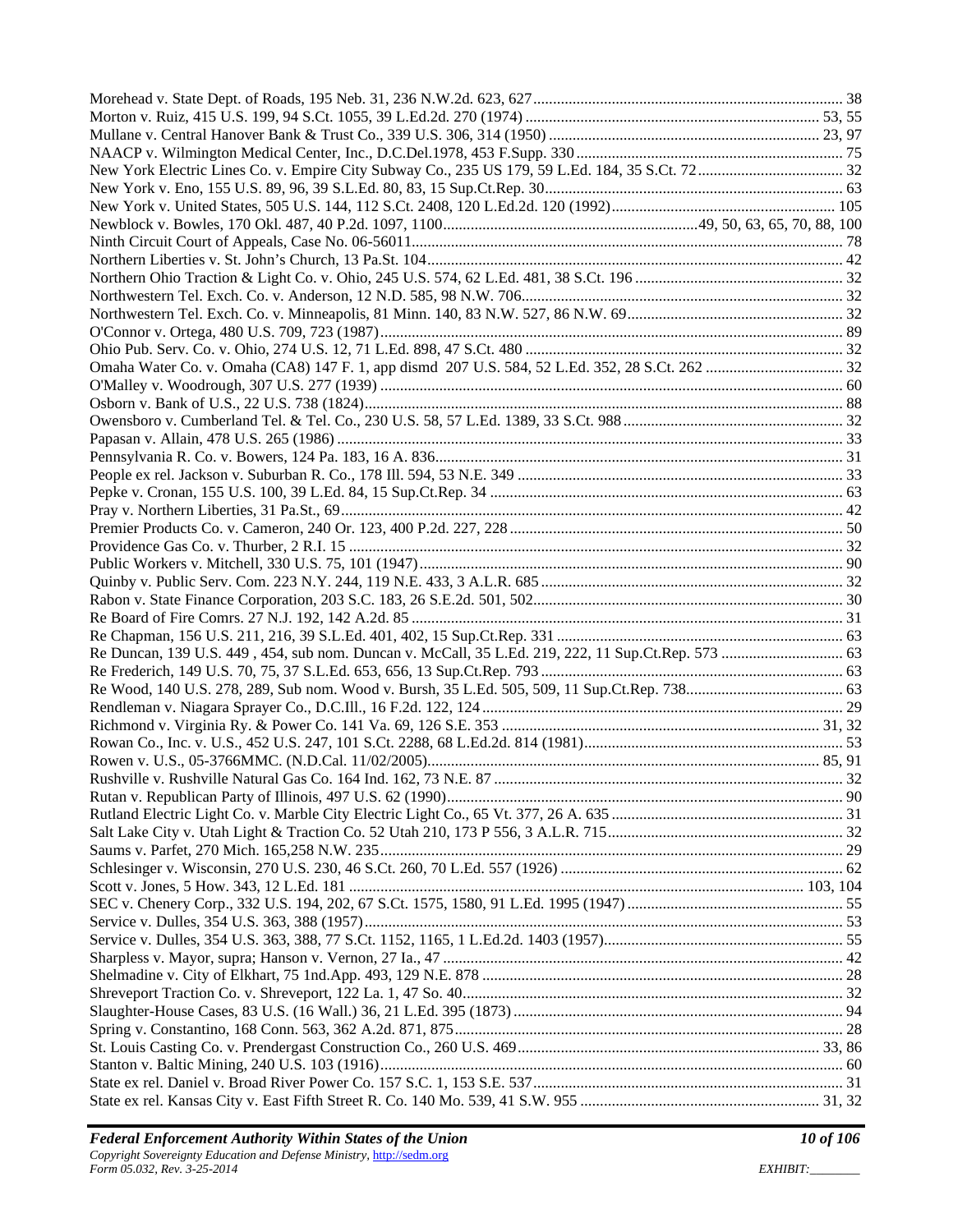Morehead v. State Dept. of Roads, 195 Neb. 31, 236 N.W.2d. 623, 627 .......... 38
Morton v. Ruiz, 415 U.S. 199, 94 S.Ct. 1055, 39 L.Ed.2d. 270 (1974) .......... 53, 55
Mullane v. Central Hanover Bank & Trust Co., 339 U.S. 306, 314 (1950) .......... 23, 97
NAACP v. Wilmington Medical Center, Inc., D.C.Del.1978, 453 F.Supp. 330 .......... 75
New York Electric Lines Co. v. Empire City Subway Co., 235 US 179, 59 L.Ed. 184, 35 S.Ct. 72 .......... 32
New York v. Eno, 155 U.S. 89, 96, 39 S.L.Ed. 80, 83, 15 Sup.Ct.Rep. 30 .......... 63
New York v. United States, 505 U.S. 144, 112 S.Ct. 2408, 120 L.Ed.2d. 120 (1992) .......... 105
Newblock v. Bowles, 170 Okl. 487, 40 P.2d. 1097, 1100 .......... 49, 50, 63, 65, 70, 88, 100
Ninth Circuit Court of Appeals, Case No. 06-56011 .......... 78
Northern Liberties v. St. John's Church, 13 Pa.St. 104 .......... 42
Northern Ohio Traction & Light Co. v. Ohio, 245 U.S. 574, 62 L.Ed. 481, 38 S.Ct. 196 .......... 32
Northwestern Tel. Exch. Co. v. Anderson, 12 N.D. 585, 98 N.W. 706 .......... 32
Northwestern Tel. Exch. Co. v. Minneapolis, 81 Minn. 140, 83 N.W. 527, 86 N.W. 69 .......... 32
O'Connor v. Ortega, 480 U.S. 709, 723 (1987) .......... 89
Ohio Pub. Serv. Co. v. Ohio, 274 U.S. 12, 71 L.Ed. 898, 47 S.Ct. 480 .......... 32
Omaha Water Co. v. Omaha (CA8) 147 F. 1, app dismd 207 U.S. 584, 52 L.Ed. 352, 28 S.Ct. 262 .......... 32
O'Malley v. Woodrough, 307 U.S. 277 (1939) .......... 60
Osborn v. Bank of U.S., 22 U.S. 738 (1824) .......... 88
Owensboro v. Cumberland Tel. & Tel. Co., 230 U.S. 58, 57 L.Ed. 1389, 33 S.Ct. 988 .......... 32
Papasan v. Allain, 478 U.S. 265 (1986) .......... 33
Pennsylvania R. Co. v. Bowers, 124 Pa. 183, 16 A. 836 .......... 31
People ex rel. Jackson v. Suburban R. Co., 178 Ill. 594, 53 N.E. 349 .......... 33
Pepke v. Cronan, 155 U.S. 100, 39 L.Ed. 84, 15 Sup.Ct.Rep. 34 .......... 63
Pray v. Northern Liberties, 31 Pa.St., 69 .......... 42
Premier Products Co. v. Cameron, 240 Or. 123, 400 P.2d. 227, 228 .......... 50
Providence Gas Co. v. Thurber, 2 R.I. 15 .......... 32
Public Workers v. Mitchell, 330 U.S. 75, 101 (1947) .......... 90
Quinby v. Public Serv. Com. 223 N.Y. 244, 119 N.E. 433, 3 A.L.R. 685 .......... 32
Rabon v. State Finance Corporation, 203 S.C. 183, 26 S.E.2d. 501, 502 .......... 30
Re Board of Fire Comrs. 27 N.J. 192, 142 A.2d. 85 .......... 31
Re Chapman, 156 U.S. 211, 216, 39 S.L.Ed. 401, 402, 15 Sup.Ct.Rep. 331 .......... 63
Re Duncan, 139 U.S. 449 , 454, sub nom. Duncan v. McCall, 35 L.Ed. 219, 222, 11 Sup.Ct.Rep. 573 .......... 63
Re Frederich, 149 U.S. 70, 75, 37 S.L.Ed. 653, 656, 13 Sup.Ct.Rep. 793 .......... 63
Re Wood, 140 U.S. 278, 289, Sub nom. Wood v. Bursh, 35 L.Ed. 505, 509, 11 Sup.Ct.Rep. 738 .......... 63
Rendleman v. Niagara Sprayer Co., D.C.Ill., 16 F.2d. 122, 124 .......... 29
Richmond v. Virginia Ry. & Power Co. 141 Va. 69, 126 S.E. 353 .......... 31, 32
Rowan Co., Inc. v. U.S., 452 U.S. 247, 101 S.Ct. 2288, 68 L.Ed.2d. 814 (1981) .......... 53
Rowen v. U.S., 05-3766MMC. (N.D.Cal. 11/02/2005) .......... 85, 91
Rushville v. Rushville Natural Gas Co. 164 Ind. 162, 73 N.E. 87 .......... 32
Rutan v. Republican Party of Illinois, 497 U.S. 62 (1990) .......... 90
Rutland Electric Light Co. v. Marble City Electric Light Co., 65 Vt. 377, 26 A. 635 .......... 31
Salt Lake City v. Utah Light & Traction Co. 52 Utah 210, 173 P 556, 3 A.L.R. 715 .......... 32
Saums v. Parfet, 270 Mich. 165,258 N.W. 235 .......... 29
Schlesinger v. Wisconsin, 270 U.S. 230, 46 S.Ct. 260, 70 L.Ed. 557 (1926) .......... 62
Scott v. Jones, 5 How. 343, 12 L.Ed. 181 .......... 103, 104
SEC v. Chenery Corp., 332 U.S. 194, 202, 67 S.Ct. 1575, 1580, 91 L.Ed. 1995 (1947) .......... 55
Service v. Dulles, 354 U.S. 363, 388 (1957) .......... 53
Service v. Dulles, 354 U.S. 363, 388, 77 S.Ct. 1152, 1165, 1 L.Ed.2d. 1403 (1957) .......... 55
Sharpless v. Mayor, supra; Hanson v. Vernon, 27 Ia., 47 .......... 42
Shelmadine v. City of Elkhart, 75 1nd.App. 493, 129 N.E. 878 .......... 28
Shreveport Traction Co. v. Shreveport, 122 La. 1, 47 So. 40 .......... 32
Slaughter-House Cases, 83 U.S. (16 Wall.) 36, 21 L.Ed. 395 (1873) .......... 94
Spring v. Constantino, 168 Conn. 563, 362 A.2d. 871, 875 .......... 28
St. Louis Casting Co. v. Prendergast Construction Co., 260 U.S. 469 .......... 33, 86
Stanton v. Baltic Mining, 240 U.S. 103 (1916) .......... 60
State ex rel. Daniel v. Broad River Power Co. 157 S.C. 1, 153 S.E. 537 .......... 31
State ex rel. Kansas City v. East Fifth Street R. Co. 140 Mo. 539, 41 S.W. 955 .......... 31, 32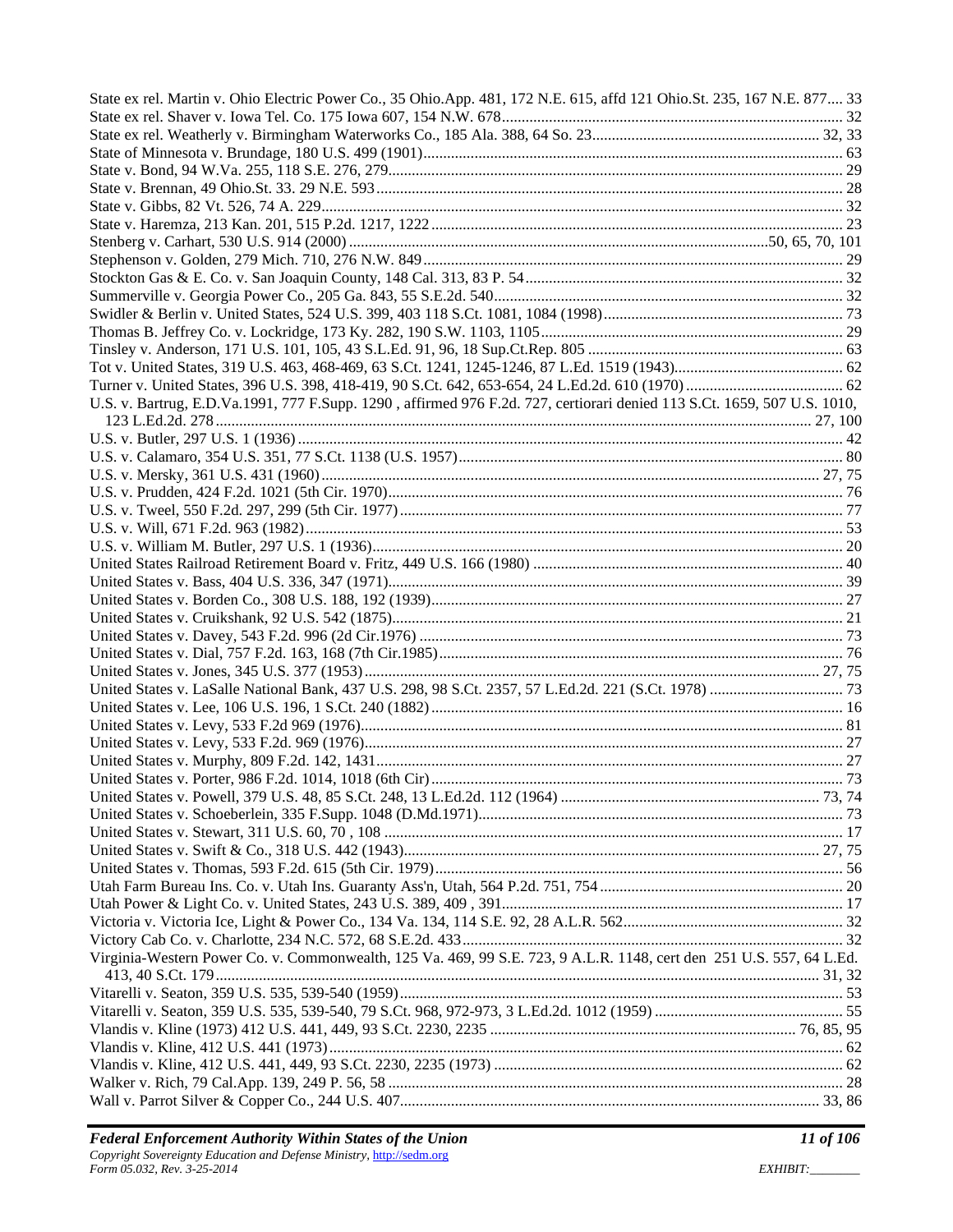State ex rel. Martin v. Ohio Electric Power Co., 35 Ohio.App. 481, 172 N.E. 615, affd 121 Ohio.St. 235, 167 N.E. 877.... 33
State ex rel. Shaver v. Iowa Tel. Co. 175 Iowa 607, 154 N.W. 678...................................................................................... 32
State ex rel. Weatherly v. Birmingham Waterworks Co., 185 Ala. 388, 64 So. 23........................................................ 32, 33
State of Minnesota v. Brundage, 180 U.S. 499 (1901).......................................................................................................... 63
State v. Bond, 94 W.Va. 255, 118 S.E. 276, 279................................................................................................................. 29
State v. Brennan, 49 Ohio.St. 33. 29 N.E. 593..................................................................................................................... 28
State v. Gibbs, 82 Vt. 526, 74 A. 229................................................................................................................................... 32
State v. Haremza, 213 Kan. 201, 515 P.2d. 1217, 1222....................................................................................................... 23
Stenberg v. Carhart, 530 U.S. 914 (2000)..........................................................................................................50, 65, 70, 101
Stephenson v. Golden, 279 Mich. 710, 276 N.W. 849.......................................................................................................... 29
Stockton Gas & E. Co. v. San Joaquin County, 148 Cal. 313, 83 P. 54................................................................................ 32
Summerville v. Georgia Power Co., 205 Ga. 843, 55 S.E.2d. 540........................................................................................ 32
Swidler & Berlin v. United States, 524 U.S. 399, 403 118 S.Ct. 1081, 1084 (1998)............................................................. 73
Thomas B. Jeffrey Co. v. Lockridge, 173 Ky. 282, 190 S.W. 1103, 1105............................................................................ 29
Tinsley v. Anderson, 171 U.S. 101, 105, 43 S.L.Ed. 91, 96, 18 Sup.Ct.Rep. 805................................................................. 63
Tot v. United States, 319 U.S. 463, 468-469, 63 S.Ct. 1241, 1245-1246, 87 L.Ed. 1519 (1943).......................................... 62
Turner v. United States, 396 U.S. 398, 418-419, 90 S.Ct. 642, 653-654, 24 L.Ed.2d. 610 (1970)........................................ 62
U.S. v. Bartrug, E.D.Va.1991, 777 F.Supp. 1290 , affirmed 976 F.2d. 727, certiorari denied 113 S.Ct. 1659, 507 U.S. 1010, 123 L.Ed.2d. 278....................................................................................................................................................... 27, 100
U.S. v. Butler, 297 U.S. 1 (1936).......................................................................................................................................... 42
U.S. v. Calamaro, 354 U.S. 351, 77 S.Ct. 1138 (U.S. 1957)................................................................................................. 80
U.S. v. Mersky, 361 U.S. 431 (1960)............................................................................................................................. 27, 75
U.S. v. Prudden, 424 F.2d. 1021 (5th Cir. 1970).................................................................................................................. 76
U.S. v. Tweel, 550 F.2d. 297, 299 (5th Cir. 1977)................................................................................................................ 77
U.S. v. Will, 671 F.2d. 963 (1982)....................................................................................................................................... 53
U.S. v. William M. Butler, 297 U.S. 1 (1936)....................................................................................................................... 20
United States Railroad Retirement Board v. Fritz, 449 U.S. 166 (1980).............................................................................. 40
United States v. Bass, 404 U.S. 336, 347 (1971).................................................................................................................. 39
United States v. Borden Co., 308 U.S. 188, 192 (1939)........................................................................................................ 27
United States v. Cruikshank, 92 U.S. 542 (1875).................................................................................................................. 21
United States v. Davey, 543 F.2d. 996 (2d Cir.1976)........................................................................................................... 73
United States v. Dial, 757 F.2d. 163, 168 (7th Cir.1985)...................................................................................................... 76
United States v. Jones, 345 U.S. 377 (1953).................................................................................................................. 27, 75
United States v. LaSalle National Bank, 437 U.S. 298, 98 S.Ct. 2357, 57 L.Ed.2d. 221 (S.Ct. 1978).................................. 73
United States v. Lee, 106 U.S. 196, 1 S.Ct. 240 (1882)........................................................................................................ 16
United States v. Levy, 533 F.2d 969 (1976).......................................................................................................................... 81
United States v. Levy, 533 F.2d. 969 (1976)......................................................................................................................... 27
United States v. Murphy, 809 F.2d. 142, 1431..................................................................................................................... 27
United States v. Porter, 986 F.2d. 1014, 1018 (6th Cir)........................................................................................................ 73
United States v. Powell, 379 U.S. 48, 85 S.Ct. 248, 13 L.Ed.2d. 112 (1964)................................................................. 73, 74
United States v. Schoeberlein, 335 F.Supp. 1048 (D.Md.1971)............................................................................................ 73
United States v. Stewart, 311 U.S. 60, 70 , 108.................................................................................................................... 17
United States v. Swift & Co., 318 U.S. 442 (1943)........................................................................................................ 27, 75
United States v. Thomas, 593 F.2d. 615 (5th Cir. 1979)....................................................................................................... 56
Utah Farm Bureau Ins. Co. v. Utah Ins. Guaranty Ass'n, Utah, 564 P.2d. 751, 754.............................................................. 20
Utah Power & Light Co. v. United States, 243 U.S. 389, 409 , 391...................................................................................... 17
Victoria v. Victoria Ice, Light & Power Co., 134 Va. 134, 114 S.E. 92, 28 A.L.R. 562........................................................ 32
Victory Cab Co. v. Charlotte, 234 N.C. 572, 68 S.E.2d. 433................................................................................................ 32
Virginia-Western Power Co. v. Commonwealth, 125 Va. 469, 99 S.E. 723, 9 A.L.R. 1148, cert den 251 U.S. 557, 64 L.Ed. 413, 40 S.Ct. 179.......................................................................................................................................................... 31, 32
Vitarelli v. Seaton, 359 U.S. 535, 539-540 (1959)................................................................................................................ 53
Vitarelli v. Seaton, 359 U.S. 535, 539-540, 79 S.Ct. 968, 972-973, 3 L.Ed.2d. 1012 (1959)................................................ 55
Vlandis v. Kline (1973) 412 U.S. 441, 449, 93 S.Ct. 2230, 2235............................................................................. 76, 85, 95
Vlandis v. Kline, 412 U.S. 441 (1973).................................................................................................................................. 62
Vlandis v. Kline, 412 U.S. 441, 449, 93 S.Ct. 2230, 2235 (1973)........................................................................................ 62
Walker v. Rich, 79 Cal.App. 139, 249 P. 56, 58.................................................................................................................... 28
Wall v. Parrot Silver & Copper Co., 244 U.S. 407........................................................................................................... 33, 86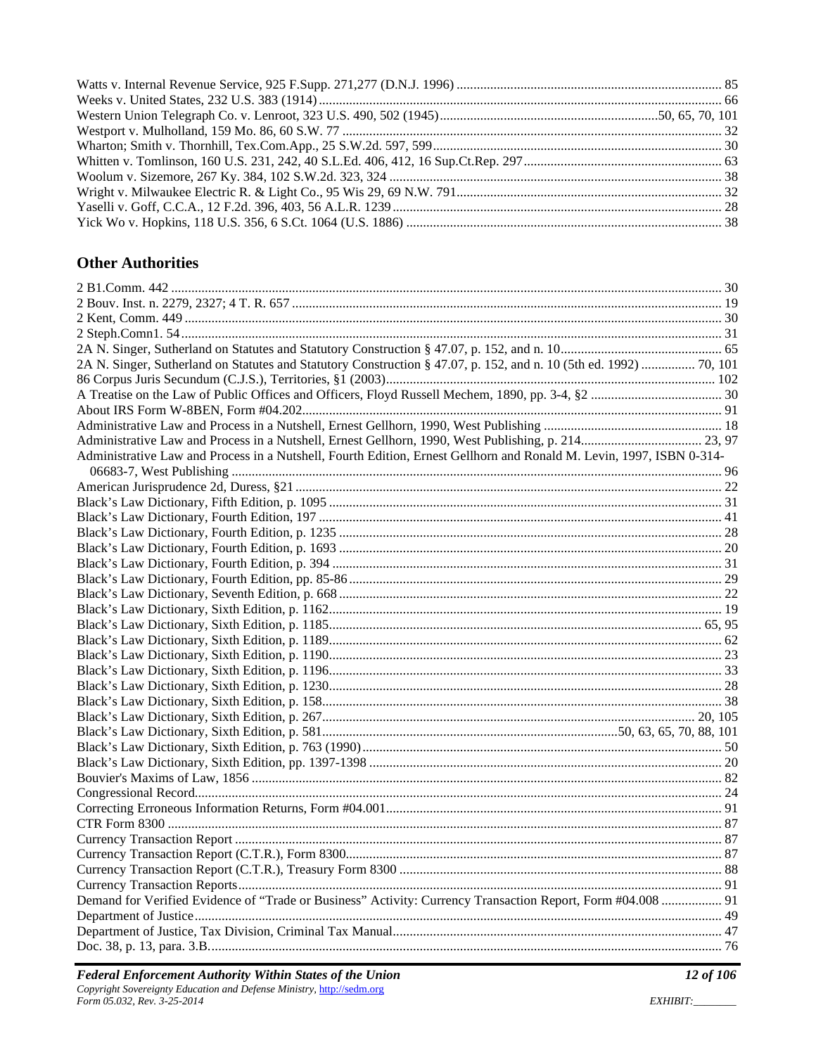Watts v. Internal Revenue Service, 925 F.Supp. 271,277 (D.N.J. 1996) ............ 85
Weeks v. United States, 232 U.S. 383 (1914) ............ 66
Western Union Telegraph Co. v. Lenroot, 323 U.S. 490, 502 (1945) ............ 50, 65, 70, 101
Westport v. Mulholland, 159 Mo. 86, 60 S.W. 77 ............ 32
Wharton; Smith v. Thornhill, Tex.Com.App., 25 S.W.2d. 597, 599 ............ 30
Whitten v. Tomlinson, 160 U.S. 231, 242, 40 S.L.Ed. 406, 412, 16 Sup.Ct.Rep. 297 ............ 63
Woolum v. Sizemore, 267 Ky. 384, 102 S.W.2d. 323, 324 ............ 38
Wright v. Milwaukee Electric R. & Light Co., 95 Wis 29, 69 N.W. 791 ............ 32
Yaselli v. Goff, C.C.A., 12 F.2d. 396, 403, 56 A.L.R. 1239 ............ 28
Yick Wo v. Hopkins, 118 U.S. 356, 6 S.Ct. 1064 (U.S. 1886) ............ 38

## Other Authorities

2 B1.Comm. 442 ............ 30
2 Bouv. Inst. n. 2279, 2327; 4 T. R. 657 ............ 19
2 Kent, Comm. 449 ............ 30
2 Steph.Comn1. 54 ............ 31
2A N. Singer, Sutherland on Statutes and Statutory Construction § 47.07, p. 152, and n. 10 ............ 65
2A N. Singer, Sutherland on Statutes and Statutory Construction § 47.07, p. 152, and n. 10 (5th ed. 1992) ............ 70, 101
86 Corpus Juris Secundum (C.J.S.), Territories, §1 (2003) ............ 102
A Treatise on the Law of Public Offices and Officers, Floyd Russell Mechem, 1890, pp. 3-4, §2 ............ 30
About IRS Form W-8BEN, Form #04.202 ............ 91
Administrative Law and Process in a Nutshell, Ernest Gellhorn, 1990, West Publishing ............ 18
Administrative Law and Process in a Nutshell, Ernest Gellhorn, 1990, West Publishing, p. 214 ............ 23, 97
Administrative Law and Process in a Nutshell, Fourth Edition, Ernest Gellhorn and Ronald M. Levin, 1997, ISBN 0-314-06683-7, West Publishing ............ 96
American Jurisprudence 2d, Duress, §21 ............ 22
Black's Law Dictionary, Fifth Edition, p. 1095 ............ 31
Black's Law Dictionary, Fourth Edition, 197 ............ 41
Black's Law Dictionary, Fourth Edition, p. 1235 ............ 28
Black's Law Dictionary, Fourth Edition, p. 1693 ............ 20
Black's Law Dictionary, Fourth Edition, p. 394 ............ 31
Black's Law Dictionary, Fourth Edition, pp. 85-86 ............ 29
Black's Law Dictionary, Seventh Edition, p. 668 ............ 22
Black's Law Dictionary, Sixth Edition, p. 1162 ............ 19
Black's Law Dictionary, Sixth Edition, p. 1185 ............ 65, 95
Black's Law Dictionary, Sixth Edition, p. 1189 ............ 62
Black's Law Dictionary, Sixth Edition, p. 1190 ............ 23
Black's Law Dictionary, Sixth Edition, p. 1196 ............ 33
Black's Law Dictionary, Sixth Edition, p. 1230 ............ 28
Black's Law Dictionary, Sixth Edition, p. 158 ............ 38
Black's Law Dictionary, Sixth Edition, p. 267 ............ 20, 105
Black's Law Dictionary, Sixth Edition, p. 581 ............ 50, 63, 65, 70, 88, 101
Black's Law Dictionary, Sixth Edition, p. 763 (1990) ............ 50
Black's Law Dictionary, Sixth Edition, pp. 1397-1398 ............ 20
Bouvier's Maxims of Law, 1856 ............ 82
Congressional Record ............ 24
Correcting Erroneous Information Returns, Form #04.001 ............ 91
CTR Form 8300 ............ 87
Currency Transaction Report ............ 87
Currency Transaction Report (C.T.R.), Form 8300 ............ 87
Currency Transaction Report (C.T.R.), Treasury Form 8300 ............ 88
Currency Transaction Reports ............ 91
Demand for Verified Evidence of "Trade or Business" Activity: Currency Transaction Report, Form #04.008 ............ 91
Department of Justice ............ 49
Department of Justice, Tax Division, Criminal Tax Manual ............ 47
Doc. 38, p. 13, para. 3.B. ............ 76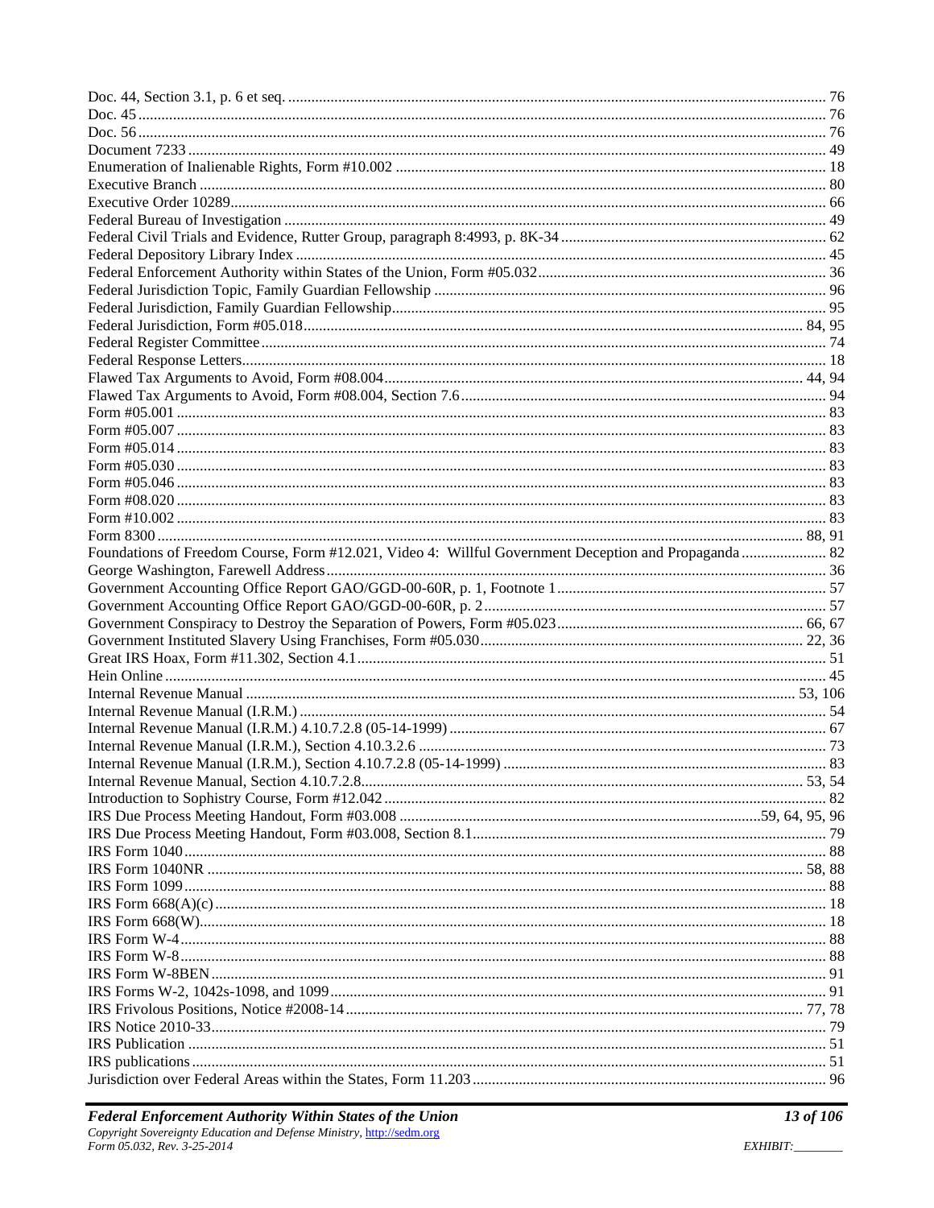Doc. 44, Section 3.1, p. 6 et seq. ........................................................ 76
Doc. 45 ........................................................ 76
Doc. 56 ........................................................ 76
Document 7233 ........................................................ 49
Enumeration of Inalienable Rights, Form #10.002 ........................................................ 18
Executive Branch ........................................................ 80
Executive Order 10289 ........................................................ 66
Federal Bureau of Investigation ........................................................ 49
Federal Civil Trials and Evidence, Rutter Group, paragraph 8:4993, p. 8K-34 ........................................................ 62
Federal Depository Library Index ........................................................ 45
Federal Enforcement Authority within States of the Union, Form #05.032 ........................................................ 36
Federal Jurisdiction Topic, Family Guardian Fellowship ........................................................ 96
Federal Jurisdiction, Family Guardian Fellowship ........................................................ 95
Federal Jurisdiction, Form #05.018 ........................................................ 84, 95
Federal Register Committee ........................................................ 74
Federal Response Letters ........................................................ 18
Flawed Tax Arguments to Avoid, Form #08.004 ........................................................ 44, 94
Flawed Tax Arguments to Avoid, Form #08.004, Section 7.6 ........................................................ 94
Form #05.001 ........................................................ 83
Form #05.007 ........................................................ 83
Form #05.014 ........................................................ 83
Form #05.030 ........................................................ 83
Form #05.046 ........................................................ 83
Form #08.020 ........................................................ 83
Form #10.002 ........................................................ 83
Form 8300 ........................................................ 88, 91
Foundations of Freedom Course, Form #12.021, Video 4: Willful Government Deception and Propaganda ........................................................ 82
George Washington, Farewell Address ........................................................ 36
Government Accounting Office Report GAO/GGD-00-60R, p. 1, Footnote 1 ........................................................ 57
Government Accounting Office Report GAO/GGD-00-60R, p. 2 ........................................................ 57
Government Conspiracy to Destroy the Separation of Powers, Form #05.023 ........................................................ 66, 67
Government Instituted Slavery Using Franchises, Form #05.030 ........................................................ 22, 36
Great IRS Hoax, Form #11.302, Section 4.1 ........................................................ 51
Hein Online ........................................................ 45
Internal Revenue Manual ........................................................ 53, 106
Internal Revenue Manual (I.R.M.) ........................................................ 54
Internal Revenue Manual (I.R.M.) 4.10.7.2.8 (05-14-1999) ........................................................ 67
Internal Revenue Manual (I.R.M.), Section 4.10.3.2.6 ........................................................ 73
Internal Revenue Manual (I.R.M.), Section 4.10.7.2.8 (05-14-1999) ........................................................ 83
Internal Revenue Manual, Section 4.10.7.2.8 ........................................................ 53, 54
Introduction to Sophistry Course, Form #12.042 ........................................................ 82
IRS Due Process Meeting Handout, Form #03.008 ........................................................ 59, 64, 95, 96
IRS Due Process Meeting Handout, Form #03.008, Section 8.1 ........................................................ 79
IRS Form 1040 ........................................................ 88
IRS Form 1040NR ........................................................ 58, 88
IRS Form 1099 ........................................................ 88
IRS Form 668(A)(c) ........................................................ 18
IRS Form 668(W) ........................................................ 18
IRS Form W-4 ........................................................ 88
IRS Form W-8 ........................................................ 88
IRS Form W-8BEN ........................................................ 91
IRS Forms W-2, 1042s-1098, and 1099 ........................................................ 91
IRS Frivolous Positions, Notice #2008-14 ........................................................ 77, 78
IRS Notice 2010-33 ........................................................ 79
IRS Publication ........................................................ 51
IRS publications ........................................................ 51
Jurisdiction over Federal Areas within the States, Form 11.203 ........................................................ 96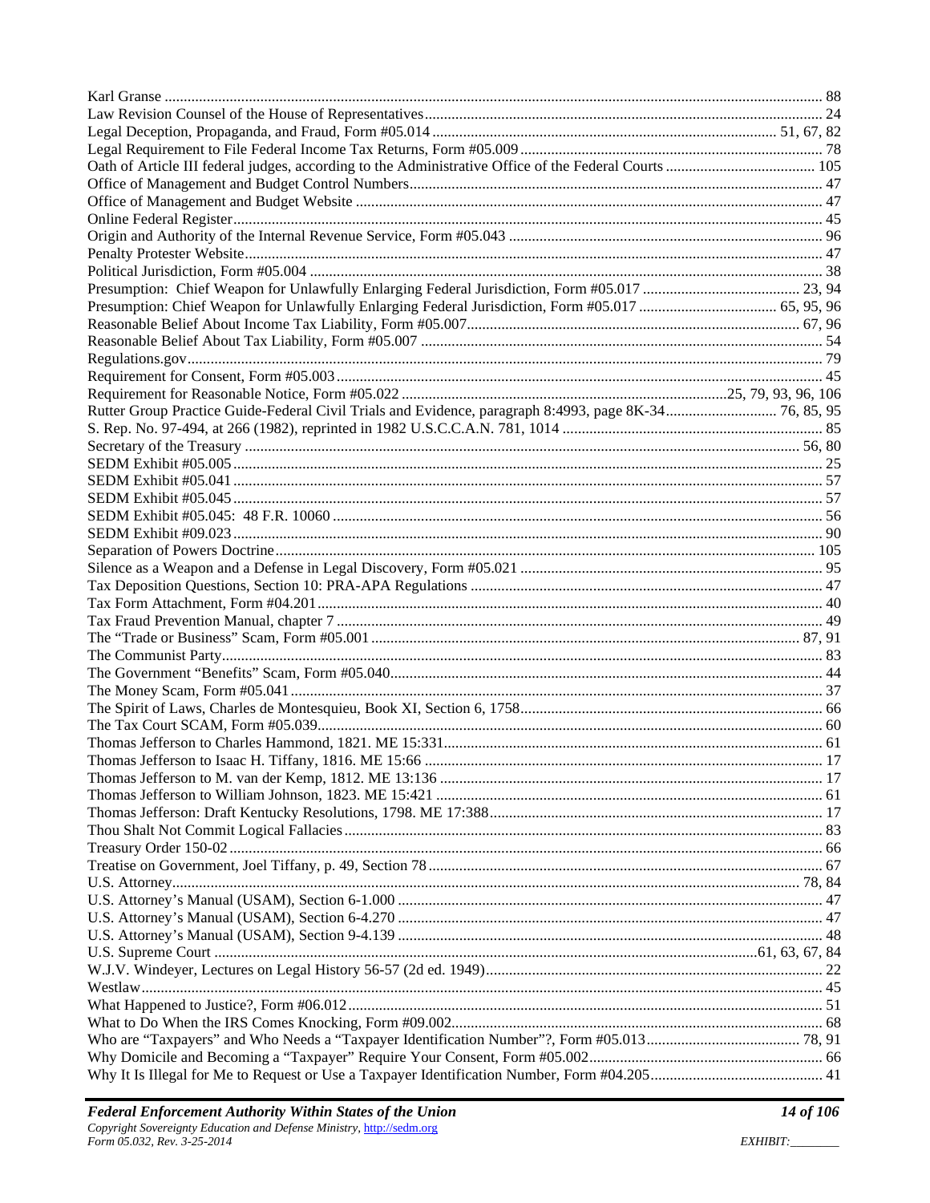Karl Granse ............................................................................................................................................ 88
Law Revision Counsel of the House of Representatives........................................................................................ 24
Legal Deception, Propaganda, and Fraud, Form #05.014 ....................................................................... 51, 67, 82
Legal Requirement to File Federal Income Tax Returns, Form #05.009 ............................................................... 78
Oath of Article III federal judges, according to the Administrative Office of the Federal Courts ....................................... 105
Office of Management and Budget Control Numbers.............................................................................................. 47
Office of Management and Budget Website ........................................................................................................... 47
Online Federal Register........................................................................................................................................... 45
Origin and Authority of the Internal Revenue Service, Form #05.043 ................................................................... 96
Penalty Protester Website........................................................................................................................................ 47
Political Jurisdiction, Form #05.004 ....................................................................................................................... 38
Presumption: Chief Weapon for Unlawfully Enlarging Federal Jurisdiction, Form #05.017 ......................................... 23, 94
Presumption: Chief Weapon for Unlawfully Enlarging Federal Jurisdiction, Form #05.017 .................................... 65, 95, 96
Reasonable Belief About Income Tax Liability, Form #05.007..................................................................... 67, 96
Reasonable Belief About Tax Liability, Form #05.007 ........................................................................................ 54
Regulations.gov...................................................................................................................................................... 79
Requirement for Consent, Form #05.003 ............................................................................................................... 45
Requirement for Reasonable Notice, Form #05.022 ...............................................................................25, 79, 93, 96, 106
Rutter Group Practice Guide-Federal Civil Trials and Evidence, paragraph 8:4993, page 8K-34............................ 76, 85, 95
S. Rep. No. 97-494, at 266 (1982), reprinted in 1982 U.S.C.C.A.N. 781, 1014 ................................................... 85
Secretary of the Treasury ................................................................................................................................. 56, 80
SEDM Exhibit #05.005 ......................................................................................................................................... 25
SEDM Exhibit #05.041 ......................................................................................................................................... 57
SEDM Exhibit #05.045 ......................................................................................................................................... 57
SEDM Exhibit #05.045: 48 F.R. 10060 ............................................................................................................... 56
SEDM Exhibit #09.023 ......................................................................................................................................... 90
Separation of Powers Doctrine.............................................................................................................................. 105
Silence as a Weapon and a Defense in Legal Discovery, Form #05.021 ............................................................... 95
Tax Deposition Questions, Section 10: PRA-APA Regulations ............................................................................ 47
Tax Form Attachment, Form #04.201 .................................................................................................................... 40
Tax Fraud Prevention Manual, chapter 7 .............................................................................................................. 49
The "Trade or Business" Scam, Form #05.001 ............................................................................................... 87, 91
The Communist Party............................................................................................................................................. 83
The Government "Benefits" Scam, Form #05.040................................................................................................. 44
The Money Scam, Form #05.041 ........................................................................................................................... 37
The Spirit of Laws, Charles de Montesquieu, Book XI, Section 6, 1758............................................................... 66
The Tax Court SCAM, Form #05.039.................................................................................................................... 60
Thomas Jefferson to Charles Hammond, 1821. ME 15:331................................................................................... 61
Thomas Jefferson to Isaac H. Tiffany, 1816. ME 15:66 ........................................................................................ 17
Thomas Jefferson to M. van der Kemp, 1812. ME 13:136 .................................................................................... 17
Thomas Jefferson to William Johnson, 1823. ME 15:421 ..................................................................................... 61
Thomas Jefferson: Draft Kentucky Resolutions, 1798. ME 17:388....................................................................... 17
Thou Shalt Not Commit Logical Fallacies............................................................................................................. 83
Treasury Order 150-02 ........................................................................................................................................... 66
Treatise on Government, Joel Tiffany, p. 49, Section 78 ...................................................................................... 67
U.S. Attorney.................................................................................................................................................... 78, 84
U.S. Attorney's Manual (USAM), Section 6-1.000 ............................................................................................... 47
U.S. Attorney's Manual (USAM), Section 6-4.270 ............................................................................................... 47
U.S. Attorney's Manual (USAM), Section 9-4.139 ............................................................................................... 48
U.S. Supreme Court ..................................................................................................................................61, 63, 67, 84
W.J.V. Windeyer, Lectures on Legal History 56-57 (2d ed. 1949)....................................................................... 22
Westlaw.................................................................................................................................................................. 45
What Happened to Justice?, Form #06.012............................................................................................................ 51
What to Do When the IRS Comes Knocking, Form #09.002................................................................................. 68
Who are "Taxpayers" and Who Needs a "Taxpayer Identification Number"?, Form #05.013........................................ 78, 91
Why Domicile and Becoming a "Taxpayer" Require Your Consent, Form #05.002............................................. 66
Why It Is Illegal for Me to Request or Use a Taxpayer Identification Number, Form #04.205............................ 41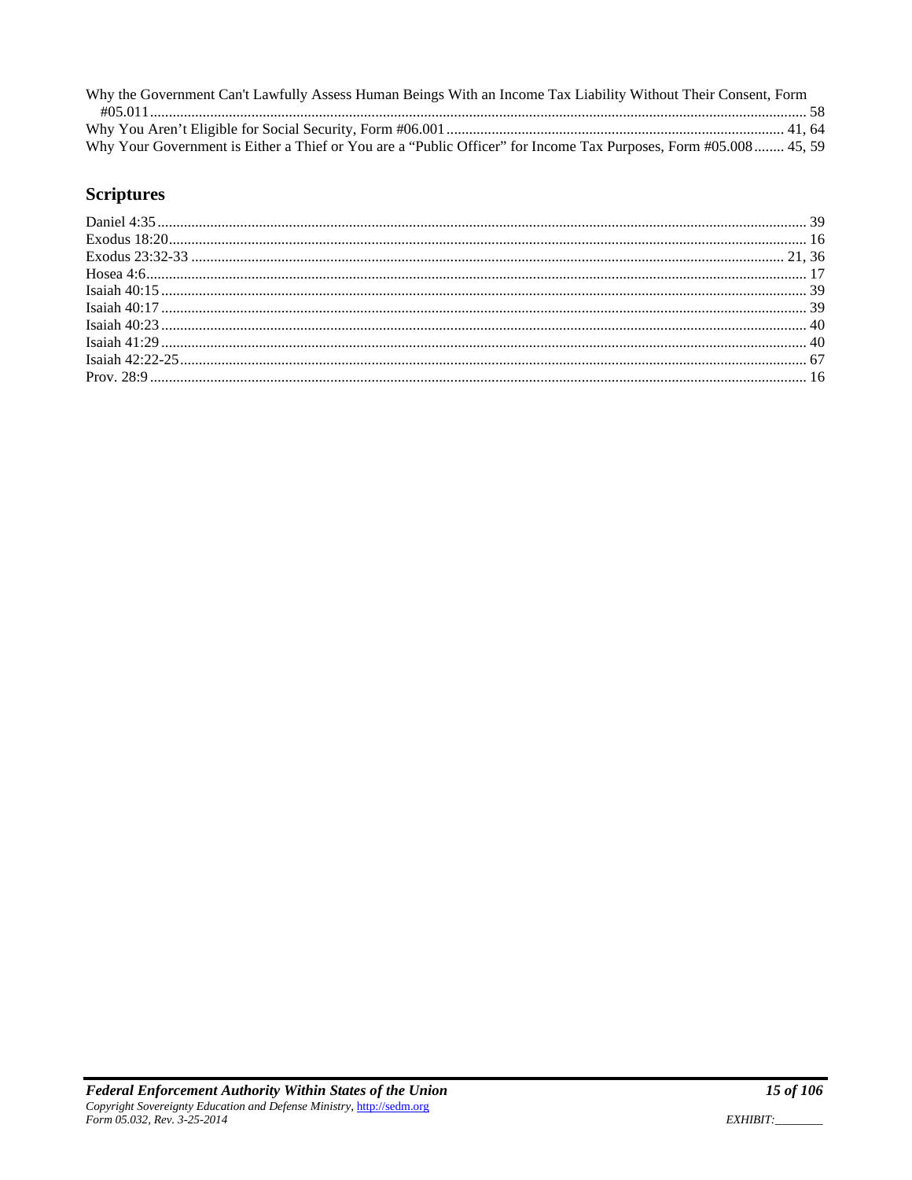Why the Government Can't Lawfully Assess Human Beings With an Income Tax Liability Without Their Consent, Form #05.011 ........ 58
Why You Aren't Eligible for Social Security, Form #06.001 ........ 41, 64
Why Your Government is Either a Thief or You are a "Public Officer" for Income Tax Purposes, Form #05.008 ........ 45, 59

## Scriptures

Daniel 4:35 ........ 39
Exodus 18:20 ........ 16
Exodus 23:32-33 ........ 21, 36
Hosea 4:6 ........ 17
Isaiah 40:15 ........ 39
Isaiah 40:17 ........ 39
Isaiah 40:23 ........ 40
Isaiah 41:29 ........ 40
Isaiah 42:22-25 ........ 67
Prov. 28:9 ........ 16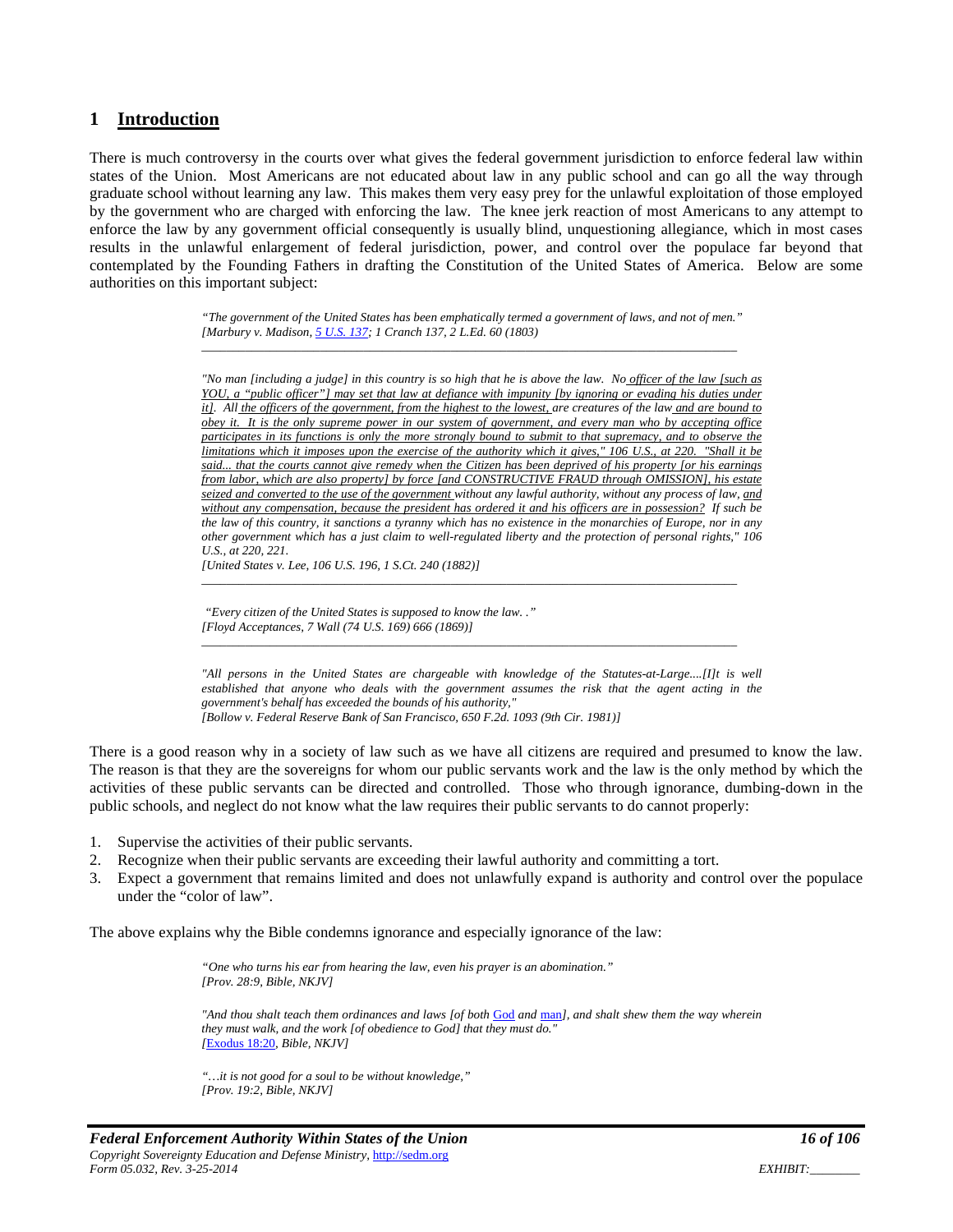## 1 Introduction

There is much controversy in the courts over what gives the federal government jurisdiction to enforce federal law within states of the Union. Most Americans are not educated about law in any public school and can go all the way through graduate school without learning any law. This makes them very easy prey for the unlawful exploitation of those employed by the government who are charged with enforcing the law. The knee jerk reaction of most Americans to any attempt to enforce the law by any government official consequently is usually blind, unquestioning allegiance, which in most cases results in the unlawful enlargement of federal jurisdiction, power, and control over the populace far beyond that contemplated by the Founding Fathers in drafting the Constitution of the United States of America. Below are some authorities on this important subject:

> *"The government of the United States has been emphatically termed a government of laws, and not of men."*
> *[Marbury v. Madison, 5 U.S. 137; 1 Cranch 137, 2 L.Ed. 60 (1803)*

---

> *"No man [including a judge] in this country is so high that he is above the law. No officer of the law [such as YOU, a "public officer"] may set that law at defiance with impunity [by ignoring or evading his duties under it]. All the officers of the government, from the highest to the lowest, are creatures of the law and are bound to obey it. It is the only supreme power in our system of government, and every man who by accepting office participates in its functions is only the more strongly bound to submit to that supremacy, and to observe the limitations which it imposes upon the exercise of the authority which it gives," 106 U.S., at 220. "Shall it be said... that the courts cannot give remedy when the Citizen has been deprived of his property [or his earnings from labor, which are also property] by force [and CONSTRUCTIVE FRAUD through OMISSION], his estate seized and converted to the use of the government without any lawful authority, without any process of law, and without any compensation, because the president has ordered it and his officers are in possession? If such be the law of this country, it sanctions a tyranny which has no existence in the monarchies of Europe, nor in any other government which has a just claim to well-regulated liberty and the protection of personal rights," 106 U.S., at 220, 221.*
> *[United States v. Lee, 106 U.S. 196, 1 S.Ct. 240 (1882)]*

---

> *"Every citizen of the United States is supposed to know the law. ."*
> *[Floyd Acceptances, 7 Wall (74 U.S. 169) 666 (1869)]*

---

> *"All persons in the United States are chargeable with knowledge of the Statutes-at-Large....[I]t is well established that anyone who deals with the government assumes the risk that the agent acting in the government's behalf has exceeded the bounds of his authority,"*
> *[Bollow v. Federal Reserve Bank of San Francisco, 650 F.2d. 1093 (9th Cir. 1981)]*

There is a good reason why in a society of law such as we have all citizens are required and presumed to know the law. The reason is that they are the sovereigns for whom our public servants work and the law is the only method by which the activities of these public servants can be directed and controlled. Those who through ignorance, dumbing-down in the public schools, and neglect do not know what the law requires their public servants to do cannot properly:

1. Supervise the activities of their public servants.
2. Recognize when their public servants are exceeding their lawful authority and committing a tort.
3. Expect a government that remains limited and does not unlawfully expand is authority and control over the populace under the "color of law".

The above explains why the Bible condemns ignorance and especially ignorance of the law:

> *"One who turns his ear from hearing the law, even his prayer is an abomination."*
> *[Prov. 28:9, Bible, NKJV]*

> *"And thou shalt teach them ordinances and laws [of both God and man], and shalt shew them the way wherein they must walk, and the work [of obedience to God] that they must do."*
> *[Exodus 18:20, Bible, NKJV]*

> *"…it is not good for a soul to be without knowledge,"*
> *[Prov. 19:2, Bible, NKJV]*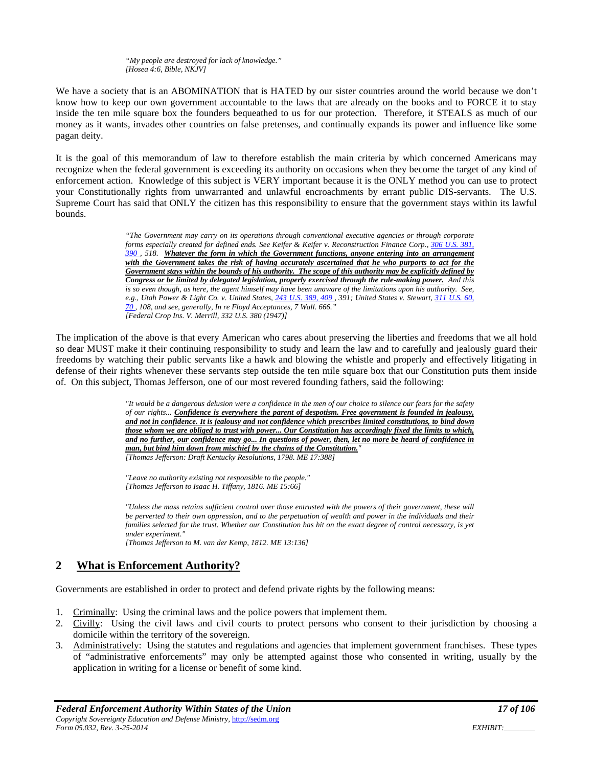> *"My people are destroyed for lack of knowledge."*
> *[Hosea 4:6, Bible, NKJV]*

We have a society that is an ABOMINATION that is HATED by our sister countries around the world because we don't know how to keep our own government accountable to the laws that are already on the books and to FORCE it to stay inside the ten mile square box the founders bequeathed to us for our protection. Therefore, it STEALS as much of our money as it wants, invades other countries on false pretenses, and continually expands its power and influence like some pagan deity.

It is the goal of this memorandum of law to therefore establish the main criteria by which concerned Americans may recognize when the federal government is exceeding its authority on occasions when they become the target of any kind of enforcement action. Knowledge of this subject is VERY important because it is the ONLY method you can use to protect your Constitutionally rights from unwarranted and unlawful encroachments by errant public DIS-servants. The U.S. Supreme Court has said that ONLY the citizen has this responsibility to ensure that the government stays within its lawful bounds.

> *"The Government may carry on its operations through conventional executive agencies or through corporate forms especially created for defined ends. See Keifer & Keifer v. Reconstruction Finance Corp., 306 U.S. 381, 390 , 518. **Whatever the form in which the Government functions, anyone entering into an arrangement with the Government takes the risk of having accurately ascertained that he who purports to act for the Government stays within the bounds of his authority. The scope of this authority may be explicitly defined by Congress or be limited by delegated legislation, properly exercised through the rule-making power.** And this is so even though, as here, the agent himself may have been unaware of the limitations upon his authority. See, e.g., Utah Power & Light Co. v. United States, 243 U.S. 389, 409 , 391; United States v. Stewart, 311 U.S. 60, 70 , 108, and see, generally, In re Floyd Acceptances, 7 Wall. 666."*
> *[Federal Crop Ins. V. Merrill, 332 U.S. 380 (1947)]*

The implication of the above is that every American who cares about preserving the liberties and freedoms that we all hold so dear MUST make it their continuing responsibility to study and learn the law and to carefully and jealously guard their freedoms by watching their public servants like a hawk and blowing the whistle and properly and effectively litigating in defense of their rights whenever these servants step outside the ten mile square box that our Constitution puts them inside of. On this subject, Thomas Jefferson, one of our most revered founding fathers, said the following:

> *"It would be a dangerous delusion were a confidence in the men of our choice to silence our fears for the safety of our rights... **Confidence is everywhere the parent of despotism. Free government is founded in jealousy, and not in confidence. It is jealousy and not confidence which prescribes limited constitutions, to bind down those whom we are obliged to trust with power... Our Constitution has accordingly fixed the limits to which, and no further, our confidence may go... In questions of power, then, let no more be heard of confidence in man, but bind him down from mischief by the chains of the Constitution.**"*
> *[Thomas Jefferson: Draft Kentucky Resolutions, 1798. ME 17:388]*
>
> *"Leave no authority existing not responsible to the people."*
> *[Thomas Jefferson to Isaac H. Tiffany, 1816. ME 15:66]*
>
> *"Unless the mass retains sufficient control over those entrusted with the powers of their government, these will be perverted to their own oppression, and to the perpetuation of wealth and power in the individuals and their families selected for the trust. Whether our Constitution has hit on the exact degree of control necessary, is yet under experiment."*
> *[Thomas Jefferson to M. van der Kemp, 1812. ME 13:136]*

## 2 What is Enforcement Authority?

Governments are established in order to protect and defend private rights by the following means:

1. Criminally: Using the criminal laws and the police powers that implement them.
2. Civilly: Using the civil laws and civil courts to protect persons who consent to their jurisdiction by choosing a domicile within the territory of the sovereign.
3. Administratively: Using the statutes and regulations and agencies that implement government franchises. These types of "administrative enforcements" may only be attempted against those who consented in writing, usually by the application in writing for a license or benefit of some kind.